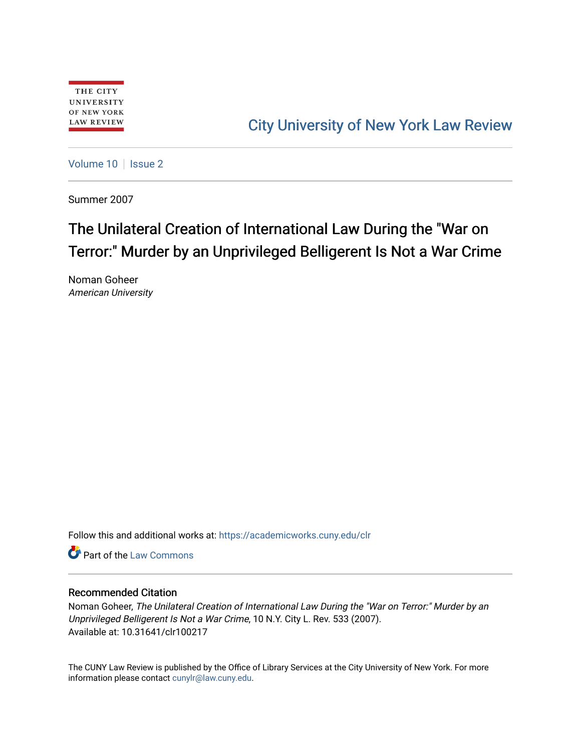THE CITY UNIVERSITY OF NEW YORK LAW REVIEW

City University of New York Law Review

Volume 10 | Issue 2

Summer 2007

# The Unilateral Creation of International Law During the "War on Terror:" Murder by an Unprivileged Belligerent Is Not a War Crime

Noman Goheer
*American University*

Follow this and additional works at: https://academicworks.cuny.edu/clr

Part of the Law Commons

## Recommended Citation

Noman Goheer, *The Unilateral Creation of International Law During the "War on Terror:" Murder by an Unprivileged Belligerent Is Not a War Crime*, 10 N.Y. City L. Rev. 533 (2007).
Available at: 10.31641/clr100217

The CUNY Law Review is published by the Office of Library Services at the City University of New York. For more information please contact cunylr@law.cuny.edu.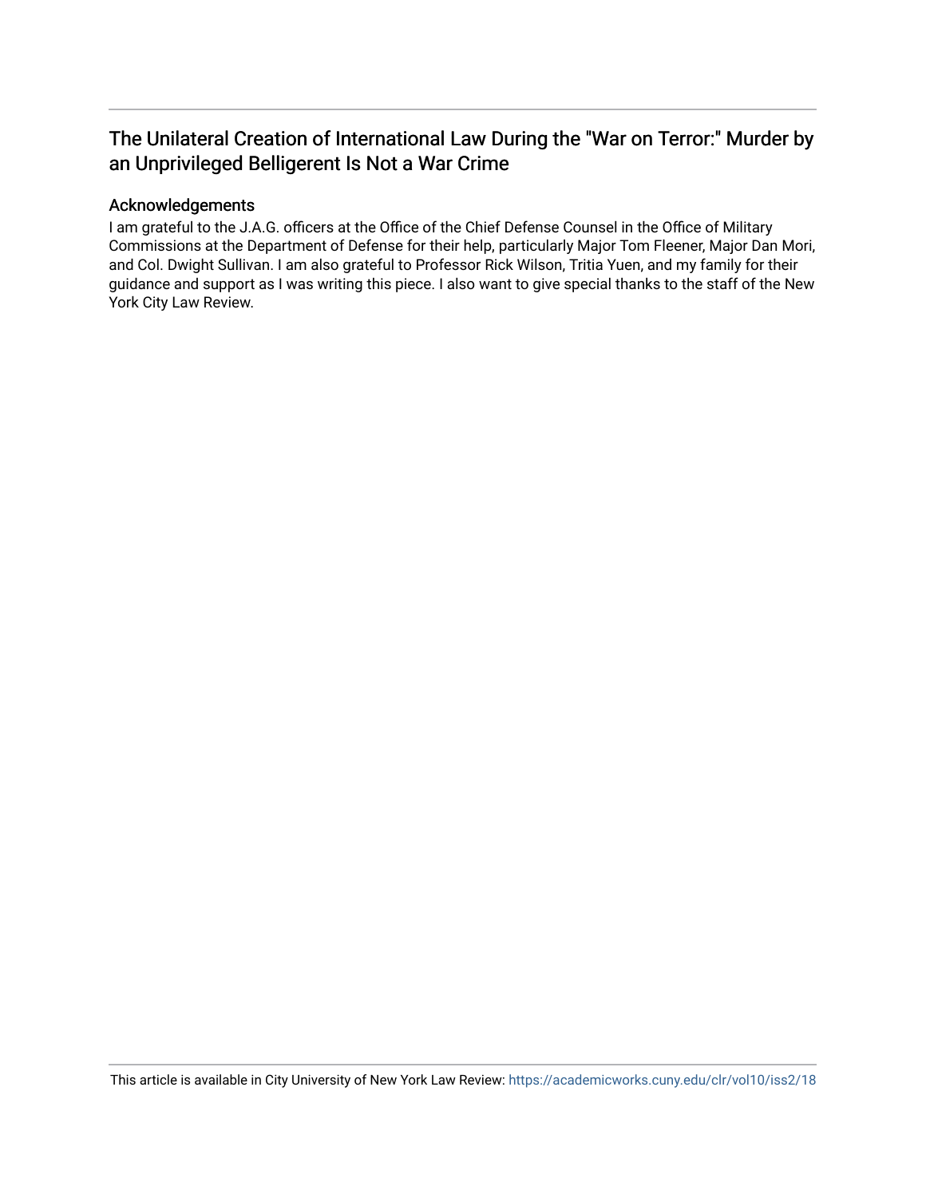# The Unilateral Creation of International Law During the "War on Terror:" Murder by an Unprivileged Belligerent Is Not a War Crime

## Acknowledgements

I am grateful to the J.A.G. officers at the Office of the Chief Defense Counsel in the Office of Military Commissions at the Department of Defense for their help, particularly Major Tom Fleener, Major Dan Mori, and Col. Dwight Sullivan. I am also grateful to Professor Rick Wilson, Tritia Yuen, and my family for their guidance and support as I was writing this piece. I also want to give special thanks to the staff of the New York City Law Review.

This article is available in City University of New York Law Review: https://academicworks.cuny.edu/clr/vol10/iss2/18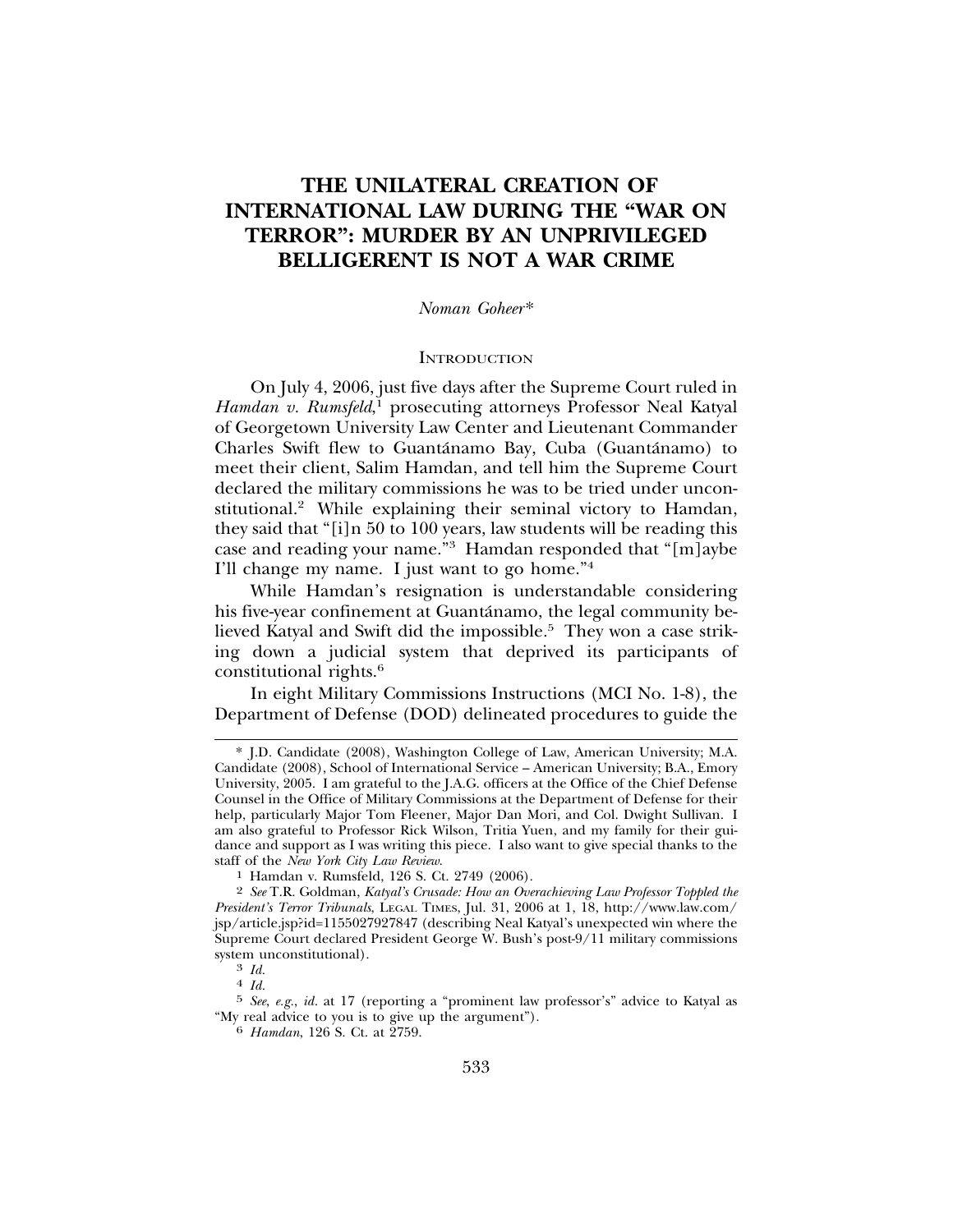# THE UNILATERAL CREATION OF INTERNATIONAL LAW DURING THE "WAR ON TERROR": MURDER BY AN UNPRIVILEGED BELLIGERENT IS NOT A WAR CRIME

*Noman Goheer**

## INTRODUCTION

On July 4, 2006, just five days after the Supreme Court ruled in *Hamdan v. Rumsfeld*,[1] prosecuting attorneys Professor Neal Katyal of Georgetown University Law Center and Lieutenant Commander Charles Swift flew to Guantánamo Bay, Cuba (Guantánamo) to meet their client, Salim Hamdan, and tell him the Supreme Court declared the military commissions he was to be tried under unconstitutional.[2] While explaining their seminal victory to Hamdan, they said that "[i]n 50 to 100 years, law students will be reading this case and reading your name."[3] Hamdan responded that "[m]aybe I'll change my name. I just want to go home."[4]

While Hamdan's resignation is understandable considering his five-year confinement at Guantánamo, the legal community believed Katyal and Swift did the impossible.[5] They won a case striking down a judicial system that deprived its participants of constitutional rights.[6]

In eight Military Commissions Instructions (MCI No. 1-8), the Department of Defense (DOD) delineated procedures to guide the

---

\* J.D. Candidate (2008), Washington College of Law, American University; M.A. Candidate (2008), School of International Service – American University; B.A., Emory University, 2005. I am grateful to the J.A.G. officers at the Office of the Chief Defense Counsel in the Office of Military Commissions at the Department of Defense for their help, particularly Major Tom Fleener, Major Dan Mori, and Col. Dwight Sullivan. I am also grateful to Professor Rick Wilson, Tritia Yuen, and my family for their guidance and support as I was writing this piece. I also want to give special thanks to the staff of the *New York City Law Review*.

[1] Hamdan v. Rumsfeld, 126 S. Ct. 2749 (2006).

[2] *See* T.R. Goldman, *Katyal's Crusade: How an Overachieving Law Professor Toppled the President's Terror Tribunals*, LEGAL TIMES, Jul. 31, 2006 at 1, 18, http://www.law.com/jsp/article.jsp?id=1155027927847 (describing Neal Katyal's unexpected win where the Supreme Court declared President George W. Bush's post-9/11 military commissions system unconstitutional).

[3] *Id.*

[4] *Id.*

[5] *See, e.g.*, *id.* at 17 (reporting a "prominent law professor's" advice to Katyal as "My real advice to you is to give up the argument").

[6] *Hamdan*, 126 S. Ct. at 2759.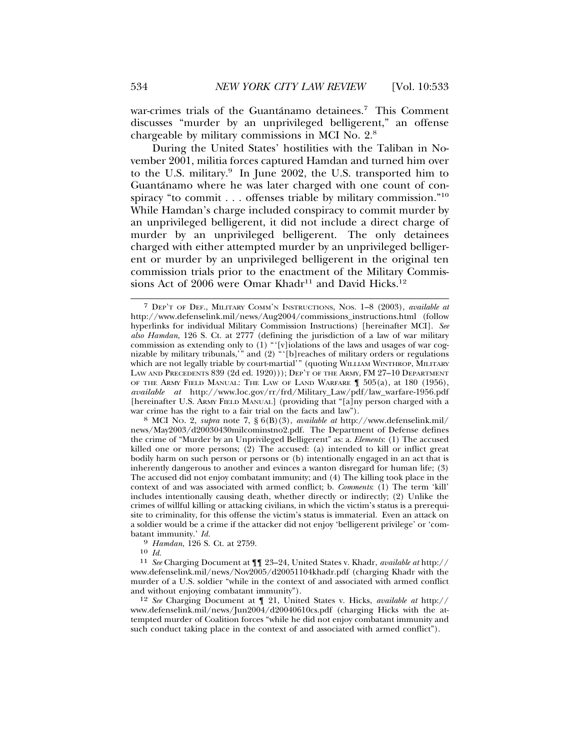war-crimes trials of the Guantánamo detainees.[7] This Comment discusses "murder by an unprivileged belligerent," an offense chargeable by military commissions in MCI No. 2.[8]

During the United States' hostilities with the Taliban in November 2001, militia forces captured Hamdan and turned him over to the U.S. military.[9] In June 2002, the U.S. transported him to Guantánamo where he was later charged with one count of conspiracy "to commit . . . offenses triable by military commission."[10] While Hamdan's charge included conspiracy to commit murder by an unprivileged belligerent, it did not include a direct charge of murder by an unprivileged belligerent. The only detainees charged with either attempted murder by an unprivileged belligerent or murder by an unprivileged belligerent in the original ten commission trials prior to the enactment of the Military Commissions Act of 2006 were Omar Khadr[11] and David Hicks.[12]

---

[7] DEP'T OF DEF., MILITARY COMM'N INSTRUCTIONS, NOS. 1–8 (2003), *available at* http://www.defenselink.mil/news/Aug2004/commissions_instructions.html (follow hyperlinks for individual Military Commission Instructions) [hereinafter MCI]. *See also Hamdan*, 126 S. Ct. at 2777 (defining the jurisdiction of a law of war military commission as extending only to (1) "'[v]iolations of the laws and usages of war cognizable by military tribunals,'" and (2) "'[b]reaches of military orders or regulations which are not legally triable by court-martial'" (quoting WILLIAM WINTHROP, MILITARY LAW AND PRECEDENTS 839 (2d ed. 1920))); DEP'T OF THE ARMY, FM 27–10 DEPARTMENT OF THE ARMY FIELD MANUAL: THE LAW OF LAND WARFARE ¶ 505(a), at 180 (1956), *available at* http://www.loc.gov/rr/frd/Military_Law/pdf/law_warfare-1956.pdf [hereinafter U.S. ARMY FIELD MANUAL] (providing that "[a]ny person charged with a war crime has the right to a fair trial on the facts and law").

[8] MCI NO. 2, *supra* note 7, § 6(B)(3), *available at* http://www.defenselink.mil/news/May2003/d20030430milcominstno2.pdf. The Department of Defense defines the crime of "Murder by an Unprivileged Belligerent" as: a. *Elements*: (1) The accused killed one or more persons; (2) The accused: (a) intended to kill or inflict great bodily harm on such person or persons or (b) intentionally engaged in an act that is inherently dangerous to another and evinces a wanton disregard for human life; (3) The accused did not enjoy combatant immunity; and (4) The killing took place in the context of and was associated with armed conflict; b. *Comments*: (1) The term 'kill' includes intentionally causing death, whether directly or indirectly; (2) Unlike the crimes of willful killing or attacking civilians, in which the victim's status is a prerequisite to criminality, for this offense the victim's status is immaterial. Even an attack on a soldier would be a crime if the attacker did not enjoy 'belligerent privilege' or 'combatant immunity.' *Id.*

[9] *Hamdan*, 126 S. Ct. at 2759.

[10] *Id.*

[11] *See* Charging Document at ¶¶ 23–24, United States v. Khadr, *available at* http://www.defenselink.mil/news/Nov2005/d20051104khadr.pdf (charging Khadr with the murder of a U.S. soldier "while in the context of and associated with armed conflict and without enjoying combatant immunity").

[12] *See* Charging Document at ¶ 21, United States v. Hicks, *available at* http://www.defenselink.mil/news/Jun2004/d20040610cs.pdf (charging Hicks with the attempted murder of Coalition forces "while he did not enjoy combatant immunity and such conduct taking place in the context of and associated with armed conflict").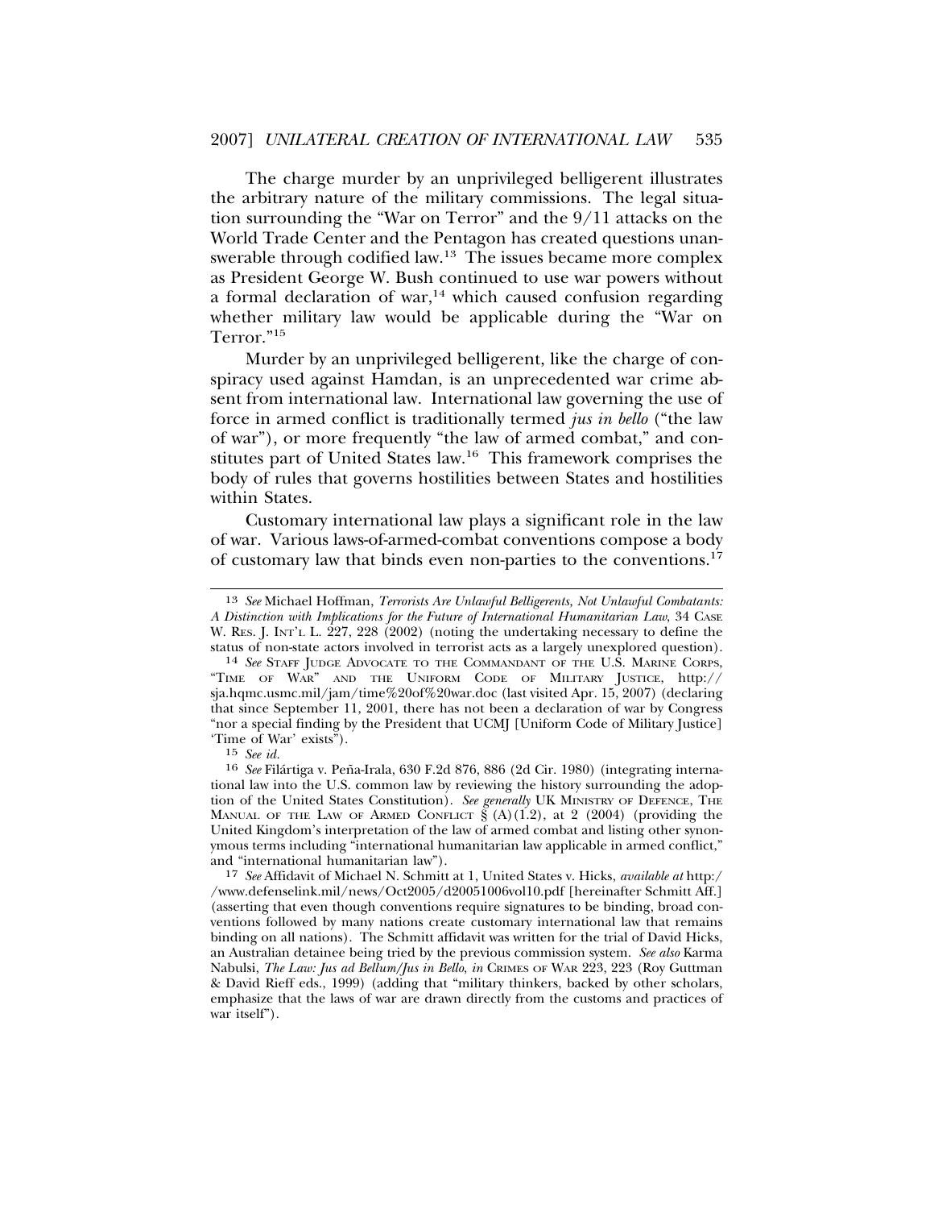The charge murder by an unprivileged belligerent illustrates the arbitrary nature of the military commissions. The legal situation surrounding the "War on Terror" and the 9/11 attacks on the World Trade Center and the Pentagon has created questions unanswerable through codified law.[13] The issues became more complex as President George W. Bush continued to use war powers without a formal declaration of war,[14] which caused confusion regarding whether military law would be applicable during the "War on Terror."[15]

Murder by an unprivileged belligerent, like the charge of conspiracy used against Hamdan, is an unprecedented war crime absent from international law. International law governing the use of force in armed conflict is traditionally termed *jus in bello* ("the law of war"), or more frequently "the law of armed combat," and constitutes part of United States law.[16] This framework comprises the body of rules that governs hostilities between States and hostilities within States.

Customary international law plays a significant role in the law of war. Various laws-of-armed-combat conventions compose a body of customary law that binds even non-parties to the conventions.[17]

---

13 *See* Michael Hoffman, *Terrorists Are Unlawful Belligerents, Not Unlawful Combatants: A Distinction with Implications for the Future of International Humanitarian Law*, 34 CASE W. RES. J. INT'L L. 227, 228 (2002) (noting the undertaking necessary to define the status of non-state actors involved in terrorist acts as a largely unexplored question).

14 *See* STAFF JUDGE ADVOCATE TO THE COMMANDANT OF THE U.S. MARINE CORPS, "TIME OF WAR" AND THE UNIFORM CODE OF MILITARY JUSTICE, http://sja.hqmc.usmc.mil/jam/time%20of%20war.doc (last visited Apr. 15, 2007) (declaring that since September 11, 2001, there has not been a declaration of war by Congress "nor a special finding by the President that UCMJ [Uniform Code of Military Justice] 'Time of War' exists").

15 *See id.*

16 *See* Filártiga v. Peña-Irala, 630 F.2d 876, 886 (2d Cir. 1980) (integrating international law into the U.S. common law by reviewing the history surrounding the adoption of the United States Constitution). *See generally* UK MINISTRY OF DEFENCE, THE MANUAL OF THE LAW OF ARMED CONFLICT § (A)(1.2), at 2 (2004) (providing the United Kingdom's interpretation of the law of armed combat and listing other synonymous terms including "international humanitarian law applicable in armed conflict," and "international humanitarian law").

17 *See* Affidavit of Michael N. Schmitt at 1, United States v. Hicks, *available at* http://www.defenselink.mil/news/Oct2005/d20051006vol10.pdf [hereinafter Schmitt Aff.] (asserting that even though conventions require signatures to be binding, broad conventions followed by many nations create customary international law that remains binding on all nations). The Schmitt affidavit was written for the trial of David Hicks, an Australian detainee being tried by the previous commission system. *See also* Karma Nabulsi, *The Law: Jus ad Bellum/Jus in Bello*, *in* CRIMES OF WAR 223, 223 (Roy Guttman & David Rieff eds., 1999) (adding that "military thinkers, backed by other scholars, emphasize that the laws of war are drawn directly from the customs and practices of war itself").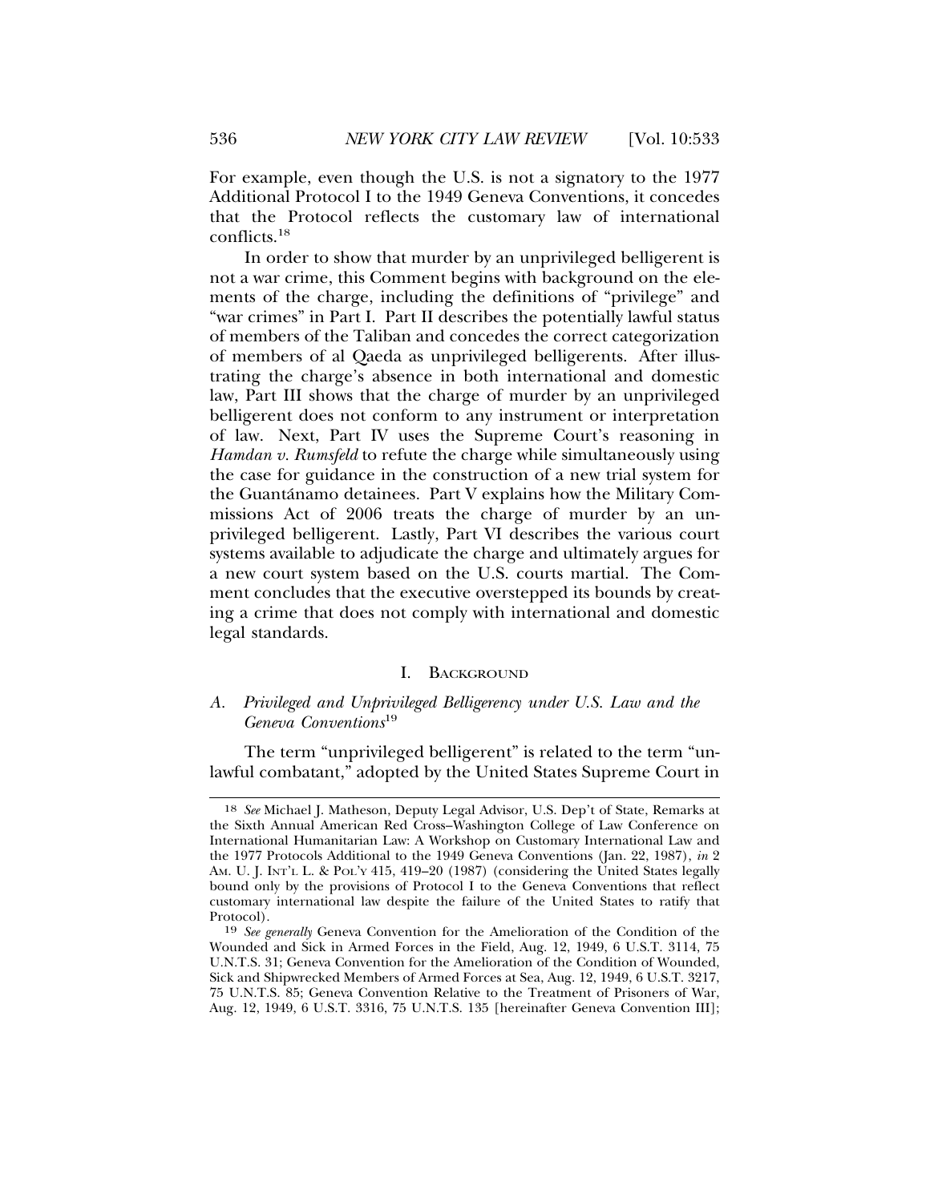For example, even though the U.S. is not a signatory to the 1977 Additional Protocol I to the 1949 Geneva Conventions, it concedes that the Protocol reflects the customary law of international conflicts.[18]

In order to show that murder by an unprivileged belligerent is not a war crime, this Comment begins with background on the elements of the charge, including the definitions of "privilege" and "war crimes" in Part I. Part II describes the potentially lawful status of members of the Taliban and concedes the correct categorization of members of al Qaeda as unprivileged belligerents. After illustrating the charge's absence in both international and domestic law, Part III shows that the charge of murder by an unprivileged belligerent does not conform to any instrument or interpretation of law. Next, Part IV uses the Supreme Court's reasoning in *Hamdan v. Rumsfeld* to refute the charge while simultaneously using the case for guidance in the construction of a new trial system for the Guantánamo detainees. Part V explains how the Military Commissions Act of 2006 treats the charge of murder by an unprivileged belligerent. Lastly, Part VI describes the various court systems available to adjudicate the charge and ultimately argues for a new court system based on the U.S. courts martial. The Comment concludes that the executive overstepped its bounds by creating a crime that does not comply with international and domestic legal standards.

## I. Background

### A. *Privileged and Unprivileged Belligerency under U.S. Law and the Geneva Conventions*[19]

The term "unprivileged belligerent" is related to the term "unlawful combatant," adopted by the United States Supreme Court in

---

[18] *See* Michael J. Matheson, Deputy Legal Advisor, U.S. Dep't of State, Remarks at the Sixth Annual American Red Cross–Washington College of Law Conference on International Humanitarian Law: A Workshop on Customary International Law and the 1977 Protocols Additional to the 1949 Geneva Conventions (Jan. 22, 1987), *in* 2 Am. U. J. Int'l L. & Pol'y 415, 419–20 (1987) (considering the United States legally bound only by the provisions of Protocol I to the Geneva Conventions that reflect customary international law despite the failure of the United States to ratify that Protocol).

[19] *See generally* Geneva Convention for the Amelioration of the Condition of the Wounded and Sick in Armed Forces in the Field, Aug. 12, 1949, 6 U.S.T. 3114, 75 U.N.T.S. 31; Geneva Convention for the Amelioration of the Condition of Wounded, Sick and Shipwrecked Members of Armed Forces at Sea, Aug. 12, 1949, 6 U.S.T. 3217, 75 U.N.T.S. 85; Geneva Convention Relative to the Treatment of Prisoners of War, Aug. 12, 1949, 6 U.S.T. 3316, 75 U.N.T.S. 135 [hereinafter Geneva Convention III];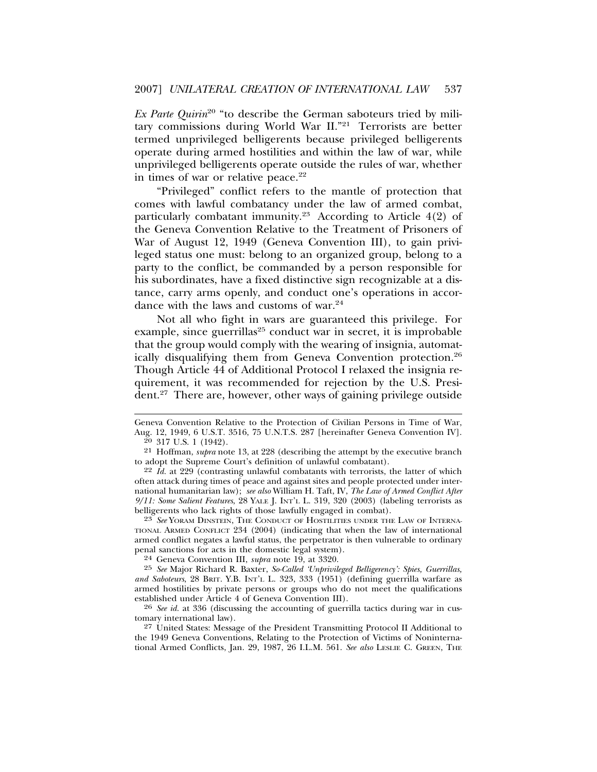*Ex Parte Quirin*[20] "to describe the German saboteurs tried by military commissions during World War II."[21] Terrorists are better termed unprivileged belligerents because privileged belligerents operate during armed hostilities and within the law of war, while unprivileged belligerents operate outside the rules of war, whether in times of war or relative peace.[22]

"Privileged" conflict refers to the mantle of protection that comes with lawful combatancy under the law of armed combat, particularly combatant immunity.[23] According to Article 4(2) of the Geneva Convention Relative to the Treatment of Prisoners of War of August 12, 1949 (Geneva Convention III), to gain privileged status one must: belong to an organized group, belong to a party to the conflict, be commanded by a person responsible for his subordinates, have a fixed distinctive sign recognizable at a distance, carry arms openly, and conduct one's operations in accordance with the laws and customs of war.[24]

Not all who fight in wars are guaranteed this privilege. For example, since guerrillas[25] conduct war in secret, it is improbable that the group would comply with the wearing of insignia, automatically disqualifying them from Geneva Convention protection.[26] Though Article 44 of Additional Protocol I relaxed the insignia requirement, it was recommended for rejection by the U.S. President.[27] There are, however, other ways of gaining privilege outside

---

Geneva Convention Relative to the Protection of Civilian Persons in Time of War, Aug. 12, 1949, 6 U.S.T. 3516, 75 U.N.T.S. 287 [hereinafter Geneva Convention IV].

20 317 U.S. 1 (1942).

21 Hoffman, *supra* note 13, at 228 (describing the attempt by the executive branch to adopt the Supreme Court's definition of unlawful combatant).

22 *Id.* at 229 (contrasting unlawful combatants with terrorists, the latter of which often attack during times of peace and against sites and people protected under international humanitarian law); *see also* William H. Taft, IV, *The Law of Armed Conflict After 9/11: Some Salient Features*, 28 YALE J. INT'L L. 319, 320 (2003) (labeling terrorists as belligerents who lack rights of those lawfully engaged in combat).

23 *See* YORAM DINSTEIN, THE CONDUCT OF HOSTILITIES UNDER THE LAW OF INTERNATIONAL ARMED CONFLICT 234 (2004) (indicating that when the law of international armed conflict negates a lawful status, the perpetrator is then vulnerable to ordinary penal sanctions for acts in the domestic legal system).

24 Geneva Convention III, *supra* note 19, at 3320.

25 *See* Major Richard R. Baxter, *So-Called 'Unprivileged Belligerency': Spies, Guerrillas, and Saboteurs*, 28 BRIT. Y.B. INT'L L. 323, 333 (1951) (defining guerrilla warfare as armed hostilities by private persons or groups who do not meet the qualifications established under Article 4 of Geneva Convention III).

26 *See id.* at 336 (discussing the accounting of guerrilla tactics during war in customary international law).

27 United States: Message of the President Transmitting Protocol II Additional to the 1949 Geneva Conventions, Relating to the Protection of Victims of Noninternational Armed Conflicts, Jan. 29, 1987, 26 I.L.M. 561. *See also* LESLIE C. GREEN, THE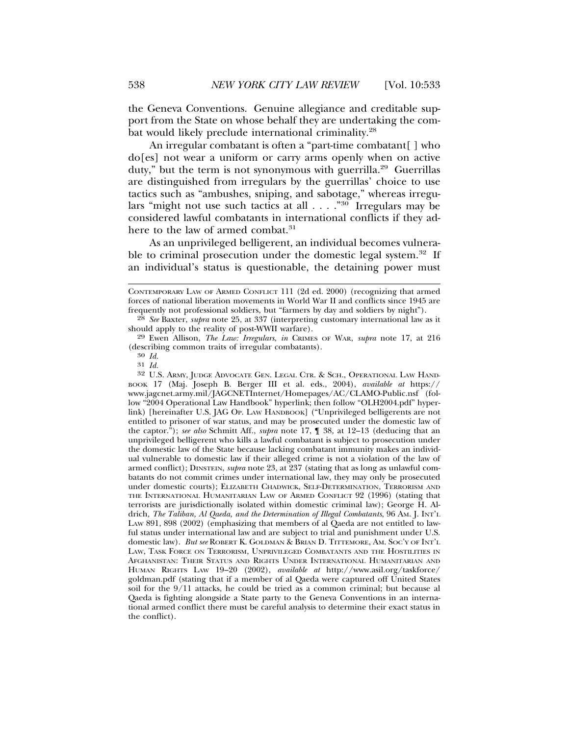the Geneva Conventions. Genuine allegiance and creditable support from the State on whose behalf they are undertaking the combat would likely preclude international criminality.[28]

An irregular combatant is often a "part-time combatant[ ] who do[es] not wear a uniform or carry arms openly when on active duty," but the term is not synonymous with guerrilla.[29] Guerrillas are distinguished from irregulars by the guerrillas' choice to use tactics such as "ambushes, sniping, and sabotage," whereas irregulars "might not use such tactics at all . . . ."[30] Irregulars may be considered lawful combatants in international conflicts if they adhere to the law of armed combat.[31]

As an unprivileged belligerent, an individual becomes vulnerable to criminal prosecution under the domestic legal system.[32] If an individual's status is questionable, the detaining power must

---

CONTEMPORARY LAW OF ARMED CONFLICT 111 (2d ed. 2000) (recognizing that armed forces of national liberation movements in World War II and conflicts since 1945 are frequently not professional soldiers, but "farmers by day and soldiers by night").

[28] *See* Baxter, *supra* note 25, at 337 (interpreting customary international law as it should apply to the reality of post-WWII warfare).

[29] Ewen Allison, *The Law: Irregulars*, *in* CRIMES OF WAR, *supra* note 17, at 216 (describing common traits of irregular combatants).

[30] *Id.*

[31] *Id.*

[32] U.S. ARMY, JUDGE ADVOCATE GEN. LEGAL CTR. & SCH., OPERATIONAL LAW HANDBOOK 17 (Maj. Joseph B. Berger III et al. eds., 2004), *available at* https://www.jagcnet.army.mil/JAGCNETInternet/Homepages/AC/CLAMO-Public.nsf (follow "2004 Operational Law Handbook" hyperlink; then follow "OLH2004.pdf" hyperlink) [hereinafter U.S. JAG OP. LAW HANDBOOK] ("Unprivileged belligerents are not entitled to prisoner of war status, and may be prosecuted under the domestic law of the captor."); *see also* Schmitt Aff., *supra* note 17, ¶ 38, at 12–13 (deducing that an unprivileged belligerent who kills a lawful combatant is subject to prosecution under the domestic law of the State because lacking combatant immunity makes an individual vulnerable to domestic law if their alleged crime is not a violation of the law of armed conflict); DINSTEIN, *supra* note 23, at 237 (stating that as long as unlawful combatants do not commit crimes under international law, they may only be prosecuted under domestic courts); ELIZABETH CHADWICK, SELF-DETERMINATION, TERRORISM AND THE INTERNATIONAL HUMANITARIAN LAW OF ARMED CONFLICT 92 (1996) (stating that terrorists are jurisdictionally isolated within domestic criminal law); George H. Aldrich, *The Taliban, Al Qaeda, and the Determination of Illegal Combatants*, 96 AM. J. INT'L LAW 891, 898 (2002) (emphasizing that members of al Qaeda are not entitled to lawful status under international law and are subject to trial and punishment under U.S. domestic law). *But see* ROBERT K. GOLDMAN & BRIAN D. TITTEMORE, AM. SOC'Y OF INT'L LAW, TASK FORCE ON TERRORISM, UNPRIVILEGED COMBATANTS AND THE HOSTILITIES IN AFGHANISTAN: THEIR STATUS AND RIGHTS UNDER INTERNATIONAL HUMANITARIAN AND HUMAN RIGHTS LAW 19–20 (2002), *available at* http://www.asil.org/taskforce/goldman.pdf (stating that if a member of al Qaeda were captured off United States soil for the 9/11 attacks, he could be tried as a common criminal; but because al Qaeda is fighting alongside a State party to the Geneva Conventions in an international armed conflict there must be careful analysis to determine their exact status in the conflict).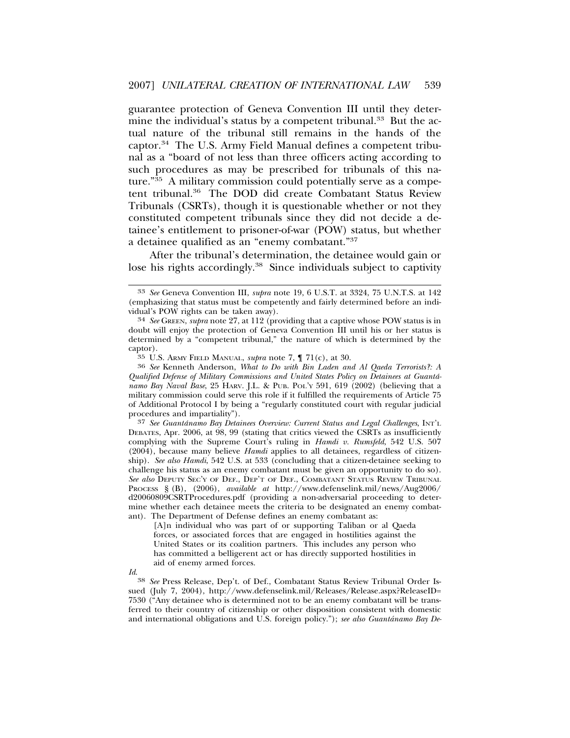guarantee protection of Geneva Convention III until they determine the individual's status by a competent tribunal.[33] But the actual nature of the tribunal still remains in the hands of the captor.[34] The U.S. Army Field Manual defines a competent tribunal as a "board of not less than three officers acting according to such procedures as may be prescribed for tribunals of this nature."[35] A military commission could potentially serve as a competent tribunal.[36] The DOD did create Combatant Status Review Tribunals (CSRTs), though it is questionable whether or not they constituted competent tribunals since they did not decide a detainee's entitlement to prisoner-of-war (POW) status, but whether a detainee qualified as an "enemy combatant."[37]

After the tribunal's determination, the detainee would gain or lose his rights accordingly.[38] Since individuals subject to captivity

---

[33] *See* Geneva Convention III, *supra* note 19, 6 U.S.T. at 3324, 75 U.N.T.S. at 142 (emphasizing that status must be competently and fairly determined before an individual's POW rights can be taken away).

[34] *See* GREEN, *supra* note 27, at 112 (providing that a captive whose POW status is in doubt will enjoy the protection of Geneva Convention III until his or her status is determined by a "competent tribunal," the nature of which is determined by the captor).

[35] U.S. ARMY FIELD MANUAL, *supra* note 7, ¶ 71(c), at 30.

[36] *See* Kenneth Anderson, *What to Do with Bin Laden and Al Qaeda Terrorists?: A Qualified Defense of Military Commissions and United States Policy on Detainees at Guantánamo Bay Naval Base*, 25 HARV. J.L. & PUB. POL'Y 591, 619 (2002) (believing that a military commission could serve this role if it fulfilled the requirements of Article 75 of Additional Protocol I by being a "regularly constituted court with regular judicial procedures and impartiality").

[37] *See Guantánamo Bay Detainees Overview: Current Status and Legal Challenges*, INT'L DEBATES, Apr. 2006, at 98, 99 (stating that critics viewed the CSRTs as insufficiently complying with the Supreme Court's ruling in *Hamdi v. Rumsfeld*, 542 U.S. 507 (2004), because many believe *Hamdi* applies to all detainees, regardless of citizenship). *See also Hamdi*, 542 U.S. at 533 (concluding that a citizen-detainee seeking to challenge his status as an enemy combatant must be given an opportunity to do so). *See also* DEPUTY SEC'Y OF DEF., DEP'T OF DEF., COMBATANT STATUS REVIEW TRIBUNAL PROCESS § (B), (2006), *available at* http://www.defenselink.mil/news/Aug2006/d20060809CSRTProcedures.pdf (providing a non-adversarial proceeding to determine whether each detainee meets the criteria to be designated an enemy combatant). The Department of Defense defines an enemy combatant as:

> [A]n individual who was part of or supporting Taliban or al Qaeda forces, or associated forces that are engaged in hostilities against the United States or its coalition partners. This includes any person who has committed a belligerent act or has directly supported hostilities in aid of enemy armed forces.

*Id.*

[38] *See* Press Release, Dep't. of Def., Combatant Status Review Tribunal Order Issued (July 7, 2004), http://www.defenselink.mil/Releases/Release.aspx?ReleaseID=7530 ("Any detainee who is determined not to be an enemy combatant will be transferred to their country of citizenship or other disposition consistent with domestic and international obligations and U.S. foreign policy."); *see also Guantánamo Bay De-*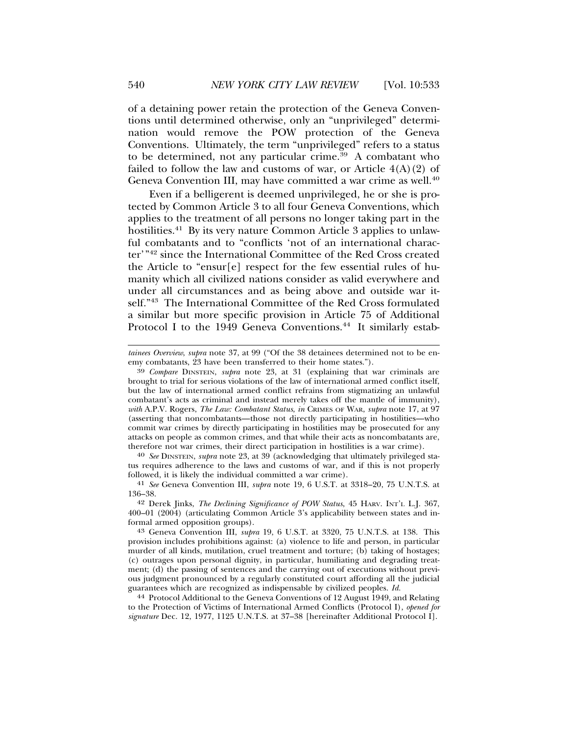of a detaining power retain the protection of the Geneva Conventions until determined otherwise, only an "unprivileged" determination would remove the POW protection of the Geneva Conventions. Ultimately, the term "unprivileged" refers to a status to be determined, not any particular crime.[39] A combatant who failed to follow the law and customs of war, or Article 4(A)(2) of Geneva Convention III, may have committed a war crime as well.[40]

Even if a belligerent is deemed unprivileged, he or she is protected by Common Article 3 to all four Geneva Conventions, which applies to the treatment of all persons no longer taking part in the hostilities.[41] By its very nature Common Article 3 applies to unlawful combatants and to "conflicts 'not of an international character'"[42] since the International Committee of the Red Cross created the Article to "ensur[e] respect for the few essential rules of humanity which all civilized nations consider as valid everywhere and under all circumstances and as being above and outside war itself."[43] The International Committee of the Red Cross formulated a similar but more specific provision in Article 75 of Additional Protocol I to the 1949 Geneva Conventions.[44] It similarly estab-

---

*tainees Overview*, *supra* note 37, at 99 ("Of the 38 detainees determined not to be enemy combatants, 23 have been transferred to their home states.").

39 *Compare* DINSTEIN, *supra* note 23, at 31 (explaining that war criminals are brought to trial for serious violations of the law of international armed conflict itself, but the law of international armed conflict refrains from stigmatizing an unlawful combatant's acts as criminal and instead merely takes off the mantle of immunity), *with* A.P.V. Rogers, *The Law: Combatant Status*, *in* CRIMES OF WAR, *supra* note 17, at 97 (asserting that noncombatants—those not directly participating in hostilities—who commit war crimes by directly participating in hostilities may be prosecuted for any attacks on people as common crimes, and that while their acts as noncombatants are, therefore not war crimes, their direct participation in hostilities is a war crime).

40 *See* DINSTEIN, *supra* note 23, at 39 (acknowledging that ultimately privileged status requires adherence to the laws and customs of war, and if this is not properly followed, it is likely the individual committed a war crime).

41 *See* Geneva Convention III, *supra* note 19, 6 U.S.T. at 3318–20, 75 U.N.T.S. at 136–38.

42 Derek Jinks, *The Declining Significance of POW Status*, 45 HARV. INT'L L.J. 367, 400–01 (2004) (articulating Common Article 3's applicability between states and informal armed opposition groups).

43 Geneva Convention III, *supra* 19, 6 U.S.T. at 3320, 75 U.N.T.S. at 138. This provision includes prohibitions against: (a) violence to life and person, in particular murder of all kinds, mutilation, cruel treatment and torture; (b) taking of hostages; (c) outrages upon personal dignity, in particular, humiliating and degrading treatment; (d) the passing of sentences and the carrying out of executions without previous judgment pronounced by a regularly constituted court affording all the judicial guarantees which are recognized as indispensable by civilized peoples. *Id.*

44 Protocol Additional to the Geneva Conventions of 12 August 1949, and Relating to the Protection of Victims of International Armed Conflicts (Protocol I), *opened for signature* Dec. 12, 1977, 1125 U.N.T.S. at 37–38 [hereinafter Additional Protocol I].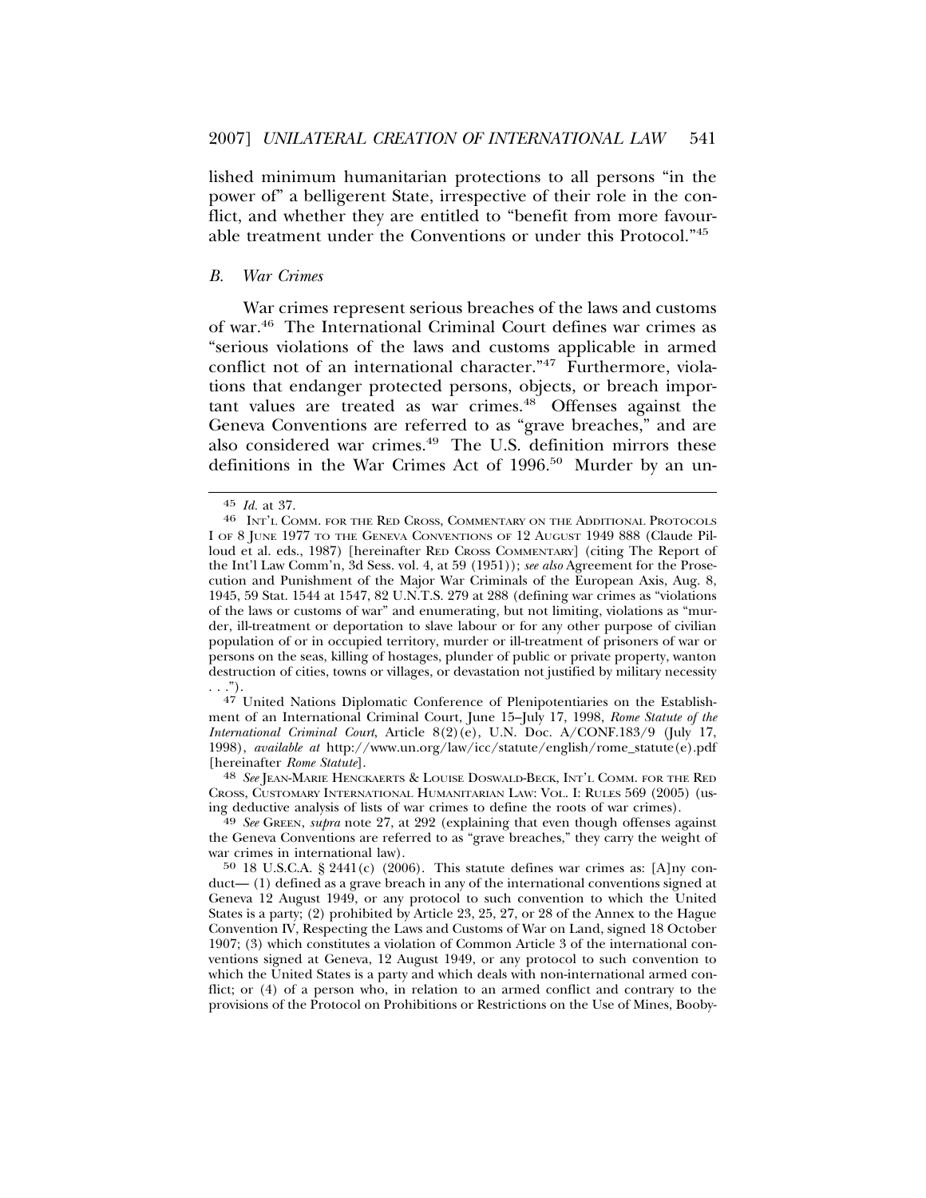lished minimum humanitarian protections to all persons "in the power of" a belligerent State, irrespective of their role in the conflict, and whether they are entitled to "benefit from more favourable treatment under the Conventions or under this Protocol."[45]

### *B. War Crimes*

War crimes represent serious breaches of the laws and customs of war.[46] The International Criminal Court defines war crimes as "serious violations of the laws and customs applicable in armed conflict not of an international character."[47] Furthermore, violations that endanger protected persons, objects, or breach important values are treated as war crimes.[48] Offenses against the Geneva Conventions are referred to as "grave breaches," and are also considered war crimes.[49] The U.S. definition mirrors these definitions in the War Crimes Act of 1996.[50] Murder by an un-

---

45 *Id.* at 37.

46 INT'L COMM. FOR THE RED CROSS, COMMENTARY ON THE ADDITIONAL PROTOCOLS I OF 8 JUNE 1977 TO THE GENEVA CONVENTIONS OF 12 AUGUST 1949 888 (Claude Pilloud et al. eds., 1987) [hereinafter RED CROSS COMMENTARY] (citing The Report of the Int'l Law Comm'n, 3d Sess. vol. 4, at 59 (1951)); *see also* Agreement for the Prosecution and Punishment of the Major War Criminals of the European Axis, Aug. 8, 1945, 59 Stat. 1544 at 1547, 82 U.N.T.S. 279 at 288 (defining war crimes as "violations of the laws or customs of war" and enumerating, but not limiting, violations as "murder, ill-treatment or deportation to slave labour or for any other purpose of civilian population of or in occupied territory, murder or ill-treatment of prisoners of war or persons on the seas, killing of hostages, plunder of public or private property, wanton destruction of cities, towns or villages, or devastation not justified by military necessity . . .").

47 United Nations Diplomatic Conference of Plenipotentiaries on the Establishment of an International Criminal Court, June 15–July 17, 1998, *Rome Statute of the International Criminal Court*, Article 8(2)(e), U.N. Doc. A/CONF.183/9 (July 17, 1998), *available at* http://www.un.org/law/icc/statute/english/rome_statute(e).pdf [hereinafter *Rome Statute*].

48 *See* JEAN-MARIE HENCKAERTS & LOUISE DOSWALD-BECK, INT'L COMM. FOR THE RED CROSS, CUSTOMARY INTERNATIONAL HUMANITARIAN LAW: VOL. I: RULES 569 (2005) (using deductive analysis of lists of war crimes to define the roots of war crimes).

49 *See* GREEN, *supra* note 27, at 292 (explaining that even though offenses against the Geneva Conventions are referred to as "grave breaches," they carry the weight of war crimes in international law).

50 18 U.S.C.A. § 2441(c) (2006). This statute defines war crimes as: [A]ny conduct— (1) defined as a grave breach in any of the international conventions signed at Geneva 12 August 1949, or any protocol to such convention to which the United States is a party; (2) prohibited by Article 23, 25, 27, or 28 of the Annex to the Hague Convention IV, Respecting the Laws and Customs of War on Land, signed 18 October 1907; (3) which constitutes a violation of Common Article 3 of the international conventions signed at Geneva, 12 August 1949, or any protocol to such convention to which the United States is a party and which deals with non-international armed conflict; or (4) of a person who, in relation to an armed conflict and contrary to the provisions of the Protocol on Prohibitions or Restrictions on the Use of Mines, Booby-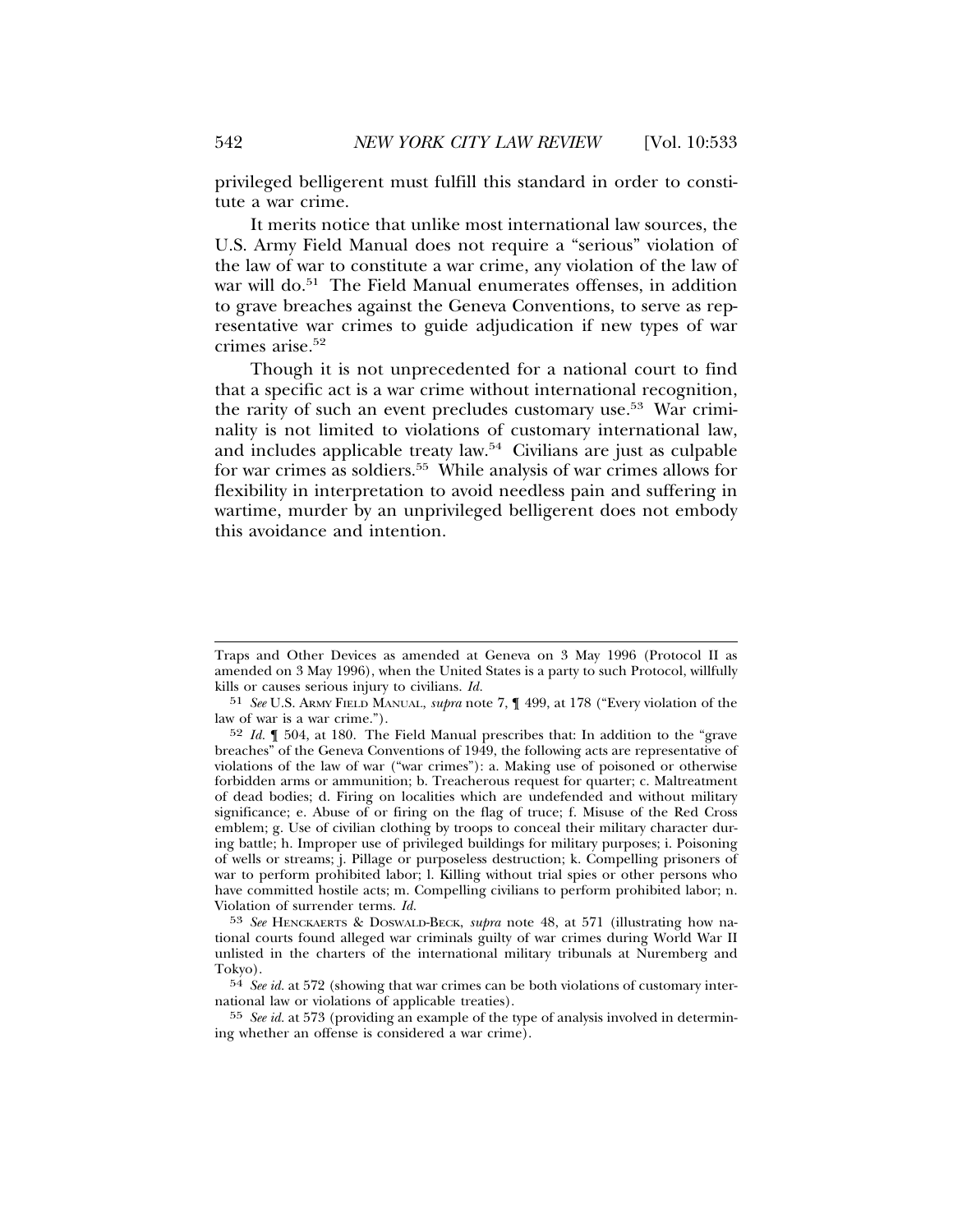privileged belligerent must fulfill this standard in order to constitute a war crime.

It merits notice that unlike most international law sources, the U.S. Army Field Manual does not require a "serious" violation of the law of war to constitute a war crime, any violation of the law of war will do.[51] The Field Manual enumerates offenses, in addition to grave breaches against the Geneva Conventions, to serve as representative war crimes to guide adjudication if new types of war crimes arise.[52]

Though it is not unprecedented for a national court to find that a specific act is a war crime without international recognition, the rarity of such an event precludes customary use.[53] War criminality is not limited to violations of customary international law, and includes applicable treaty law.[54] Civilians are just as culpable for war crimes as soldiers.[55] While analysis of war crimes allows for flexibility in interpretation to avoid needless pain and suffering in wartime, murder by an unprivileged belligerent does not embody this avoidance and intention.

---

Traps and Other Devices as amended at Geneva on 3 May 1996 (Protocol II as amended on 3 May 1996), when the United States is a party to such Protocol, willfully kills or causes serious injury to civilians. *Id.*

[51] *See* U.S. ARMY FIELD MANUAL, *supra* note 7, ¶ 499, at 178 ("Every violation of the law of war is a war crime.").

[52] *Id.* ¶ 504, at 180. The Field Manual prescribes that: In addition to the "grave breaches" of the Geneva Conventions of 1949, the following acts are representative of violations of the law of war ("war crimes"): a. Making use of poisoned or otherwise forbidden arms or ammunition; b. Treacherous request for quarter; c. Maltreatment of dead bodies; d. Firing on localities which are undefended and without military significance; e. Abuse of or firing on the flag of truce; f. Misuse of the Red Cross emblem; g. Use of civilian clothing by troops to conceal their military character during battle; h. Improper use of privileged buildings for military purposes; i. Poisoning of wells or streams; j. Pillage or purposeless destruction; k. Compelling prisoners of war to perform prohibited labor; l. Killing without trial spies or other persons who have committed hostile acts; m. Compelling civilians to perform prohibited labor; n. Violation of surrender terms. *Id.*

[53] *See* HENCKAERTS & DOSWALD-BECK, *supra* note 48, at 571 (illustrating how national courts found alleged war criminals guilty of war crimes during World War II unlisted in the charters of the international military tribunals at Nuremberg and Tokyo).

[54] *See id.* at 572 (showing that war crimes can be both violations of customary international law or violations of applicable treaties).

[55] *See id.* at 573 (providing an example of the type of analysis involved in determining whether an offense is considered a war crime).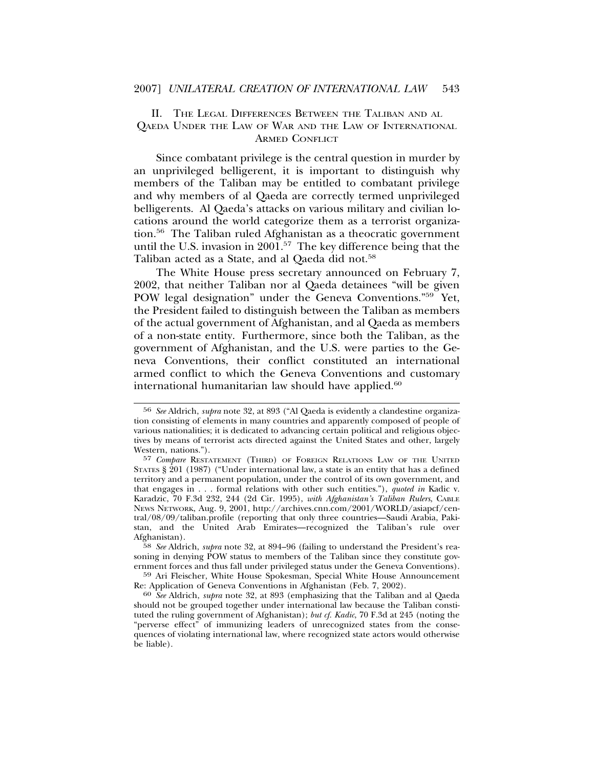## II. The Legal Differences Between the Taliban and al Qaeda Under the Law of War and the Law of International Armed Conflict

Since combatant privilege is the central question in murder by an unprivileged belligerent, it is important to distinguish why members of the Taliban may be entitled to combatant privilege and why members of al Qaeda are correctly termed unprivileged belligerents. Al Qaeda's attacks on various military and civilian locations around the world categorize them as a terrorist organization.[56] The Taliban ruled Afghanistan as a theocratic government until the U.S. invasion in 2001.[57] The key difference being that the Taliban acted as a State, and al Qaeda did not.[58]

The White House press secretary announced on February 7, 2002, that neither Taliban nor al Qaeda detainees "will be given POW legal designation" under the Geneva Conventions."[59] Yet, the President failed to distinguish between the Taliban as members of the actual government of Afghanistan, and al Qaeda as members of a non-state entity. Furthermore, since both the Taliban, as the government of Afghanistan, and the U.S. were parties to the Geneva Conventions, their conflict constituted an international armed conflict to which the Geneva Conventions and customary international humanitarian law should have applied.[60]

---

56 *See* Aldrich, *supra* note 32, at 893 ("Al Qaeda is evidently a clandestine organization consisting of elements in many countries and apparently composed of people of various nationalities; it is dedicated to advancing certain political and religious objectives by means of terrorist acts directed against the United States and other, largely Western, nations.").

57 *Compare* Restatement (Third) of Foreign Relations Law of the United States § 201 (1987) ("Under international law, a state is an entity that has a defined territory and a permanent population, under the control of its own government, and that engages in . . . formal relations with other such entities."), *quoted in* Kadic v. Karadzic, 70 F.3d 232, 244 (2d Cir. 1995), *with Afghanistan's Taliban Rulers*, Cable News Network, Aug. 9, 2001, http://archives.cnn.com/2001/WORLD/asiapcf/central/08/09/taliban.profile (reporting that only three countries—Saudi Arabia, Pakistan, and the United Arab Emirates—recognized the Taliban's rule over Afghanistan).

58 *See* Aldrich, *supra* note 32, at 894–96 (failing to understand the President's reasoning in denying POW status to members of the Taliban since they constitute government forces and thus fall under privileged status under the Geneva Conventions).

59 Ari Fleischer, White House Spokesman, Special White House Announcement Re: Application of Geneva Conventions in Afghanistan (Feb. 7, 2002).

60 *See* Aldrich, *supra* note 32, at 893 (emphasizing that the Taliban and al Qaeda should not be grouped together under international law because the Taliban constituted the ruling government of Afghanistan); *but cf. Kadic*, 70 F.3d at 245 (noting the "perverse effect" of immunizing leaders of unrecognized states from the consequences of violating international law, where recognized state actors would otherwise be liable).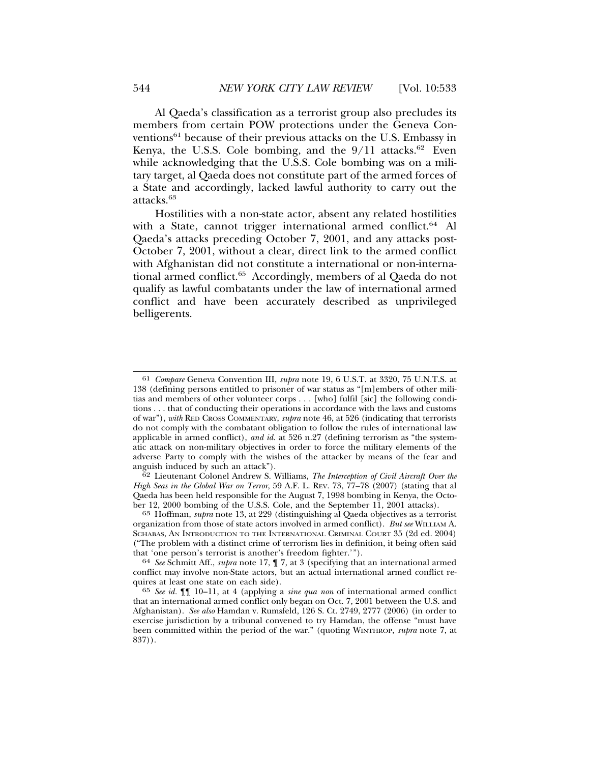Al Qaeda's classification as a terrorist group also precludes its members from certain POW protections under the Geneva Conventions[61] because of their previous attacks on the U.S. Embassy in Kenya, the U.S.S. Cole bombing, and the 9/11 attacks.[62] Even while acknowledging that the U.S.S. Cole bombing was on a military target, al Qaeda does not constitute part of the armed forces of a State and accordingly, lacked lawful authority to carry out the attacks.[63]

Hostilities with a non-state actor, absent any related hostilities with a State, cannot trigger international armed conflict.[64] Al Qaeda's attacks preceding October 7, 2001, and any attacks post-October 7, 2001, without a clear, direct link to the armed conflict with Afghanistan did not constitute a international or non-international armed conflict.[65] Accordingly, members of al Qaeda do not qualify as lawful combatants under the law of international armed conflict and have been accurately described as unprivileged belligerents.

---

61 *Compare* Geneva Convention III, *supra* note 19, 6 U.S.T. at 3320, 75 U.N.T.S. at 138 (defining persons entitled to prisoner of war status as "[m]embers of other militias and members of other volunteer corps . . . [who] fulfil [sic] the following conditions . . . that of conducting their operations in accordance with the laws and customs of war"), *with* RED CROSS COMMENTARY, *supra* note 46, at 526 (indicating that terrorists do not comply with the combatant obligation to follow the rules of international law applicable in armed conflict), *and id.* at 526 n.27 (defining terrorism as "the systematic attack on non-military objectives in order to force the military elements of the adverse Party to comply with the wishes of the attacker by means of the fear and anguish induced by such an attack").

62 Lieutenant Colonel Andrew S. Williams, *The Interception of Civil Aircraft Over the High Seas in the Global War on Terror*, 59 A.F. L. REV. 73, 77–78 (2007) (stating that al Qaeda has been held responsible for the August 7, 1998 bombing in Kenya, the October 12, 2000 bombing of the U.S.S. Cole, and the September 11, 2001 attacks).

63 Hoffman, *supra* note 13, at 229 (distinguishing al Qaeda objectives as a terrorist organization from those of state actors involved in armed conflict). *But see* WILLIAM A. SCHABAS, AN INTRODUCTION TO THE INTERNATIONAL CRIMINAL COURT 35 (2d ed. 2004) ("The problem with a distinct crime of terrorism lies in definition, it being often said that 'one person's terrorist is another's freedom fighter.'").

64 *See* Schmitt Aff., *supra* note 17, ¶ 7, at 3 (specifying that an international armed conflict may involve non-State actors, but an actual international armed conflict requires at least one state on each side).

65 *See id.* ¶¶ 10–11, at 4 (applying a *sine qua non* of international armed conflict that an international armed conflict only began on Oct. 7, 2001 between the U.S. and Afghanistan). *See also* Hamdan v. Rumsfeld, 126 S. Ct. 2749, 2777 (2006) (in order to exercise jurisdiction by a tribunal convened to try Hamdan, the offense "must have been committed within the period of the war." (quoting WINTHROP, *supra* note 7, at 837)).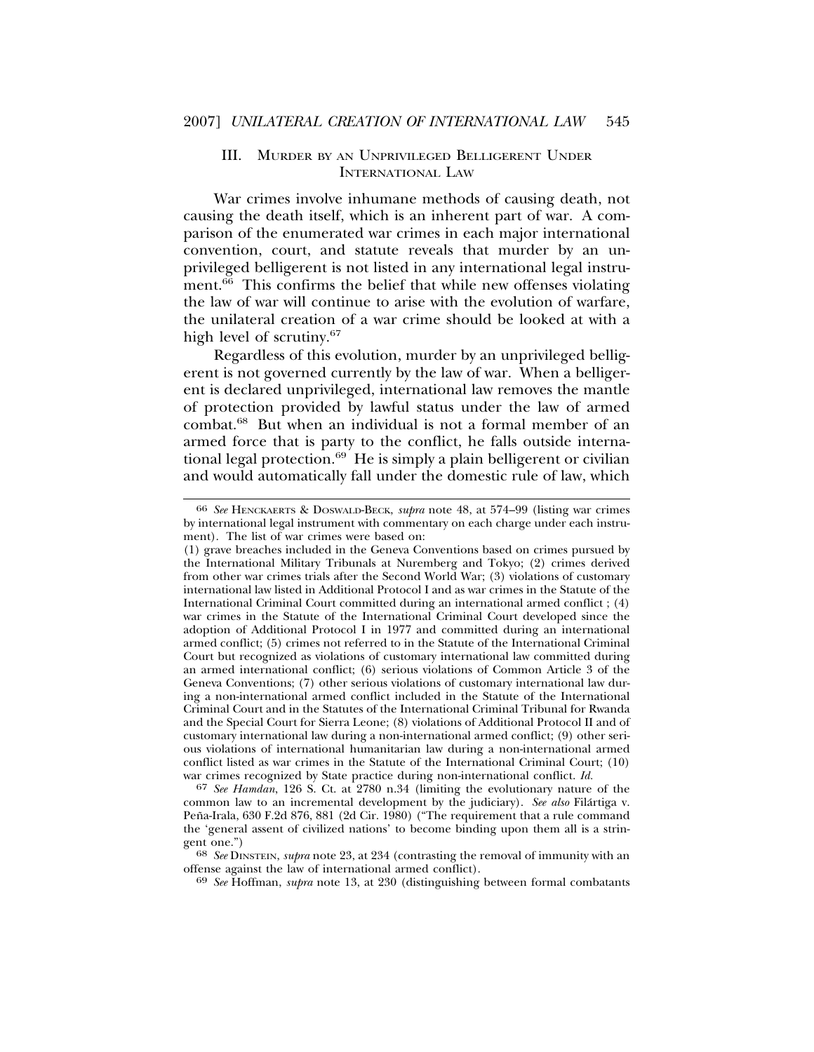## III. Murder by an Unprivileged Belligerent Under International Law

War crimes involve inhumane methods of causing death, not causing the death itself, which is an inherent part of war. A comparison of the enumerated war crimes in each major international convention, court, and statute reveals that murder by an unprivileged belligerent is not listed in any international legal instrument.[66] This confirms the belief that while new offenses violating the law of war will continue to arise with the evolution of warfare, the unilateral creation of a war crime should be looked at with a high level of scrutiny.[67]

Regardless of this evolution, murder by an unprivileged belligerent is not governed currently by the law of war. When a belligerent is declared unprivileged, international law removes the mantle of protection provided by lawful status under the law of armed combat.[68] But when an individual is not a formal member of an armed force that is party to the conflict, he falls outside international legal protection.[69] He is simply a plain belligerent or civilian and would automatically fall under the domestic rule of law, which

---

66 *See* Henckaerts & Doswald-Beck, *supra* note 48, at 574–99 (listing war crimes by international legal instrument with commentary on each charge under each instrument). The list of war crimes were based on:
(1) grave breaches included in the Geneva Conventions based on crimes pursued by the International Military Tribunals at Nuremberg and Tokyo; (2) crimes derived from other war crimes trials after the Second World War; (3) violations of customary international law listed in Additional Protocol I and as war crimes in the Statute of the International Criminal Court committed during an international armed conflict ; (4) war crimes in the Statute of the International Criminal Court developed since the adoption of Additional Protocol I in 1977 and committed during an international armed conflict; (5) crimes not referred to in the Statute of the International Criminal Court but recognized as violations of customary international law committed during an armed international conflict; (6) serious violations of Common Article 3 of the Geneva Conventions; (7) other serious violations of customary international law during a non-international armed conflict included in the Statute of the International Criminal Court and in the Statutes of the International Criminal Tribunal for Rwanda and the Special Court for Sierra Leone; (8) violations of Additional Protocol II and of customary international law during a non-international armed conflict; (9) other serious violations of international humanitarian law during a non-international armed conflict listed as war crimes in the Statute of the International Criminal Court; (10) war crimes recognized by State practice during non-international conflict. *Id.*

67 *See Hamdan*, 126 S. Ct. at 2780 n.34 (limiting the evolutionary nature of the common law to an incremental development by the judiciary). *See also* Filártiga v. Peña-Irala, 630 F.2d 876, 881 (2d Cir. 1980) ("The requirement that a rule command the 'general assent of civilized nations' to become binding upon them all is a stringent one.")

68 *See* Dinstein, *supra* note 23, at 234 (contrasting the removal of immunity with an offense against the law of international armed conflict).

69 *See* Hoffman, *supra* note 13, at 230 (distinguishing between formal combatants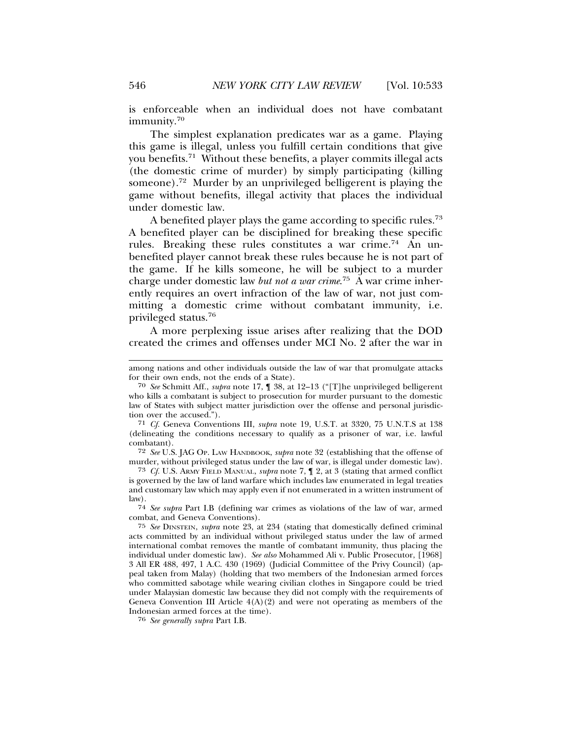is enforceable when an individual does not have combatant immunity.[70]

The simplest explanation predicates war as a game. Playing this game is illegal, unless you fulfill certain conditions that give you benefits.[71] Without these benefits, a player commits illegal acts (the domestic crime of murder) by simply participating (killing someone).[72] Murder by an unprivileged belligerent is playing the game without benefits, illegal activity that places the individual under domestic law.

A benefited player plays the game according to specific rules.[73] A benefited player can be disciplined for breaking these specific rules. Breaking these rules constitutes a war crime.[74] An unbenefited player cannot break these rules because he is not part of the game. If he kills someone, he will be subject to a murder charge under domestic law *but not a war crime*.[75] A war crime inherently requires an overt infraction of the law of war, not just committing a domestic crime without combatant immunity, i.e. privileged status.[76]

A more perplexing issue arises after realizing that the DOD created the crimes and offenses under MCI No. 2 after the war in

---

among nations and other individuals outside the law of war that promulgate attacks for their own ends, not the ends of a State).

70 *See* Schmitt Aff., *supra* note 17, ¶ 38, at 12–13 ("[T]he unprivileged belligerent who kills a combatant is subject to prosecution for murder pursuant to the domestic law of States with subject matter jurisdiction over the offense and personal jurisdiction over the accused.").

71 *Cf.* Geneva Conventions III, *supra* note 19, U.S.T. at 3320, 75 U.N.T.S at 138 (delineating the conditions necessary to qualify as a prisoner of war, i.e. lawful combatant).

72 *See* U.S. JAG OP. LAW HANDBOOK, *supra* note 32 (establishing that the offense of murder, without privileged status under the law of war, is illegal under domestic law).

73 *Cf.* U.S. ARMY FIELD MANUAL, *supra* note 7, ¶ 2, at 3 (stating that armed conflict is governed by the law of land warfare which includes law enumerated in legal treaties and customary law which may apply even if not enumerated in a written instrument of law).

74 *See supra* Part I.B (defining war crimes as violations of the law of war, armed combat, and Geneva Conventions).

75 *See* DINSTEIN, *supra* note 23, at 234 (stating that domestically defined criminal acts committed by an individual without privileged status under the law of armed international combat removes the mantle of combatant immunity, thus placing the individual under domestic law). *See also* Mohammed Ali v. Public Prosecutor, [1968] 3 All ER 488, 497, 1 A.C. 430 (1969) (Judicial Committee of the Privy Council) (appeal taken from Malay) (holding that two members of the Indonesian armed forces who committed sabotage while wearing civilian clothes in Singapore could be tried under Malaysian domestic law because they did not comply with the requirements of Geneva Convention III Article 4(A)(2) and were not operating as members of the Indonesian armed forces at the time).

76 *See generally supra* Part I.B.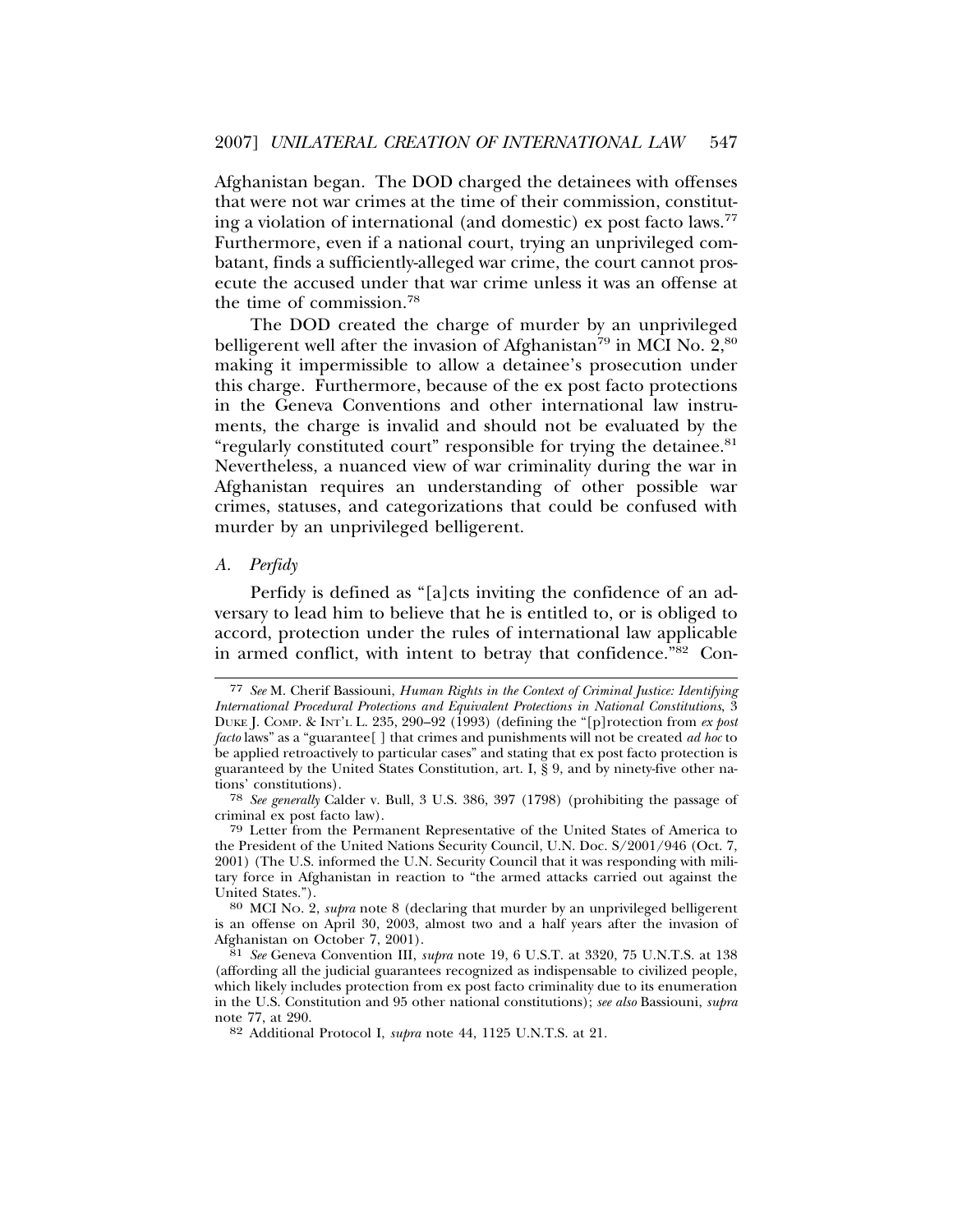Afghanistan began. The DOD charged the detainees with offenses that were not war crimes at the time of their commission, constituting a violation of international (and domestic) ex post facto laws.[77] Furthermore, even if a national court, trying an unprivileged combatant, finds a sufficiently-alleged war crime, the court cannot prosecute the accused under that war crime unless it was an offense at the time of commission.[78]

The DOD created the charge of murder by an unprivileged belligerent well after the invasion of Afghanistan[79] in MCI No. 2,[80] making it impermissible to allow a detainee's prosecution under this charge. Furthermore, because of the ex post facto protections in the Geneva Conventions and other international law instruments, the charge is invalid and should not be evaluated by the "regularly constituted court" responsible for trying the detainee.[81] Nevertheless, a nuanced view of war criminality during the war in Afghanistan requires an understanding of other possible war crimes, statuses, and categorizations that could be confused with murder by an unprivileged belligerent.

### A. *Perfidy*

Perfidy is defined as "[a]cts inviting the confidence of an adversary to lead him to believe that he is entitled to, or is obliged to accord, protection under the rules of international law applicable in armed conflict, with intent to betray that confidence."[82] Con-

---

77 *See* M. Cherif Bassiouni, *Human Rights in the Context of Criminal Justice: Identifying International Procedural Protections and Equivalent Protections in National Constitutions*, 3 DUKE J. COMP. & INT'L L. 235, 290–92 (1993) (defining the "[p]rotection from *ex post facto* laws" as a "guarantee[ ] that crimes and punishments will not be created *ad hoc* to be applied retroactively to particular cases" and stating that ex post facto protection is guaranteed by the United States Constitution, art. I, § 9, and by ninety-five other nations' constitutions).

78 *See generally* Calder v. Bull, 3 U.S. 386, 397 (1798) (prohibiting the passage of criminal ex post facto law).

79 Letter from the Permanent Representative of the United States of America to the President of the United Nations Security Council, U.N. Doc. S/2001/946 (Oct. 7, 2001) (The U.S. informed the U.N. Security Council that it was responding with military force in Afghanistan in reaction to "the armed attacks carried out against the United States.").

80 MCI NO. 2, *supra* note 8 (declaring that murder by an unprivileged belligerent is an offense on April 30, 2003, almost two and a half years after the invasion of Afghanistan on October 7, 2001).

81 *See* Geneva Convention III, *supra* note 19, 6 U.S.T. at 3320, 75 U.N.T.S. at 138 (affording all the judicial guarantees recognized as indispensable to civilized people, which likely includes protection from ex post facto criminality due to its enumeration in the U.S. Constitution and 95 other national constitutions); *see also* Bassiouni, *supra* note 77, at 290.

82 Additional Protocol I, *supra* note 44, 1125 U.N.T.S. at 21.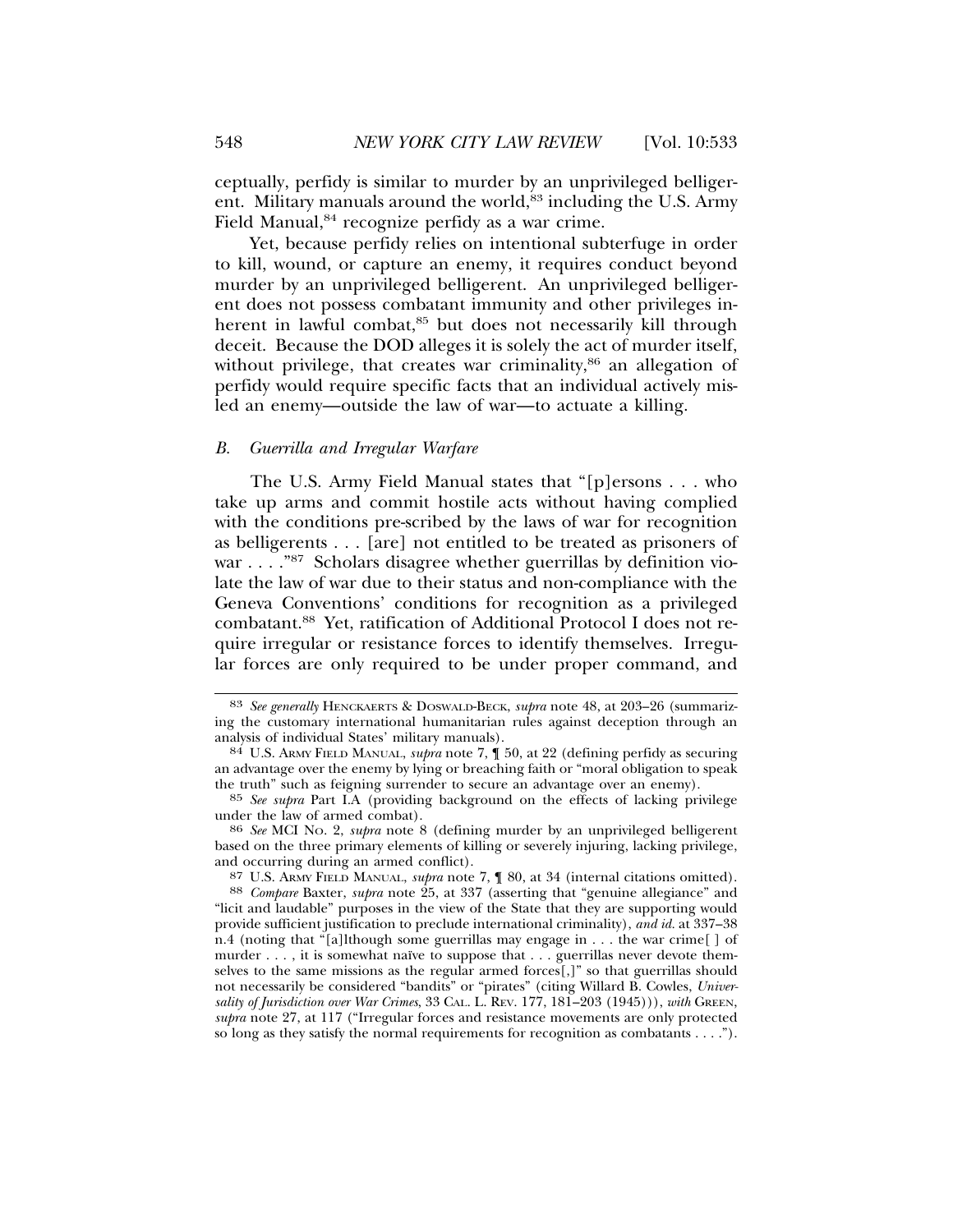ceptually, perfidy is similar to murder by an unprivileged belligerent. Military manuals around the world,[83] including the U.S. Army Field Manual,[84] recognize perfidy as a war crime.

Yet, because perfidy relies on intentional subterfuge in order to kill, wound, or capture an enemy, it requires conduct beyond murder by an unprivileged belligerent. An unprivileged belligerent does not possess combatant immunity and other privileges inherent in lawful combat,[85] but does not necessarily kill through deceit. Because the DOD alleges it is solely the act of murder itself, without privilege, that creates war criminality,[86] an allegation of perfidy would require specific facts that an individual actively misled an enemy—outside the law of war—to actuate a killing.

### *B. Guerrilla and Irregular Warfare*

The U.S. Army Field Manual states that "[p]ersons . . . who take up arms and commit hostile acts without having complied with the conditions pre-scribed by the laws of war for recognition as belligerents . . . [are] not entitled to be treated as prisoners of war . . . ."[87] Scholars disagree whether guerrillas by definition violate the law of war due to their status and non-compliance with the Geneva Conventions' conditions for recognition as a privileged combatant.[88] Yet, ratification of Additional Protocol I does not require irregular or resistance forces to identify themselves. Irregular forces are only required to be under proper command, and

---

83 *See generally* HENCKAERTS & DOSWALD-BECK, *supra* note 48, at 203–26 (summarizing the customary international humanitarian rules against deception through an analysis of individual States' military manuals).

84 U.S. ARMY FIELD MANUAL, *supra* note 7, ¶ 50, at 22 (defining perfidy as securing an advantage over the enemy by lying or breaching faith or "moral obligation to speak the truth" such as feigning surrender to secure an advantage over an enemy).

85 *See supra* Part I.A (providing background on the effects of lacking privilege under the law of armed combat).

86 *See* MCI NO. 2, *supra* note 8 (defining murder by an unprivileged belligerent based on the three primary elements of killing or severely injuring, lacking privilege, and occurring during an armed conflict).

87 U.S. ARMY FIELD MANUAL, *supra* note 7, ¶ 80, at 34 (internal citations omitted).

88 *Compare* Baxter, *supra* note 25, at 337 (asserting that "genuine allegiance" and "licit and laudable" purposes in the view of the State that they are supporting would provide sufficient justification to preclude international criminality), *and id.* at 337–38 n.4 (noting that "[a]lthough some guerrillas may engage in . . . the war crime[ ] of murder . . . , it is somewhat naïve to suppose that . . . guerrillas never devote themselves to the same missions as the regular armed forces[,]" so that guerrillas should not necessarily be considered "bandits" or "pirates" (citing Willard B. Cowles, *Universality of Jurisdiction over War Crimes*, 33 CAL. L. REV. 177, 181–203 (1945))), *with* GREEN, *supra* note 27, at 117 ("Irregular forces and resistance movements are only protected so long as they satisfy the normal requirements for recognition as combatants . . . .").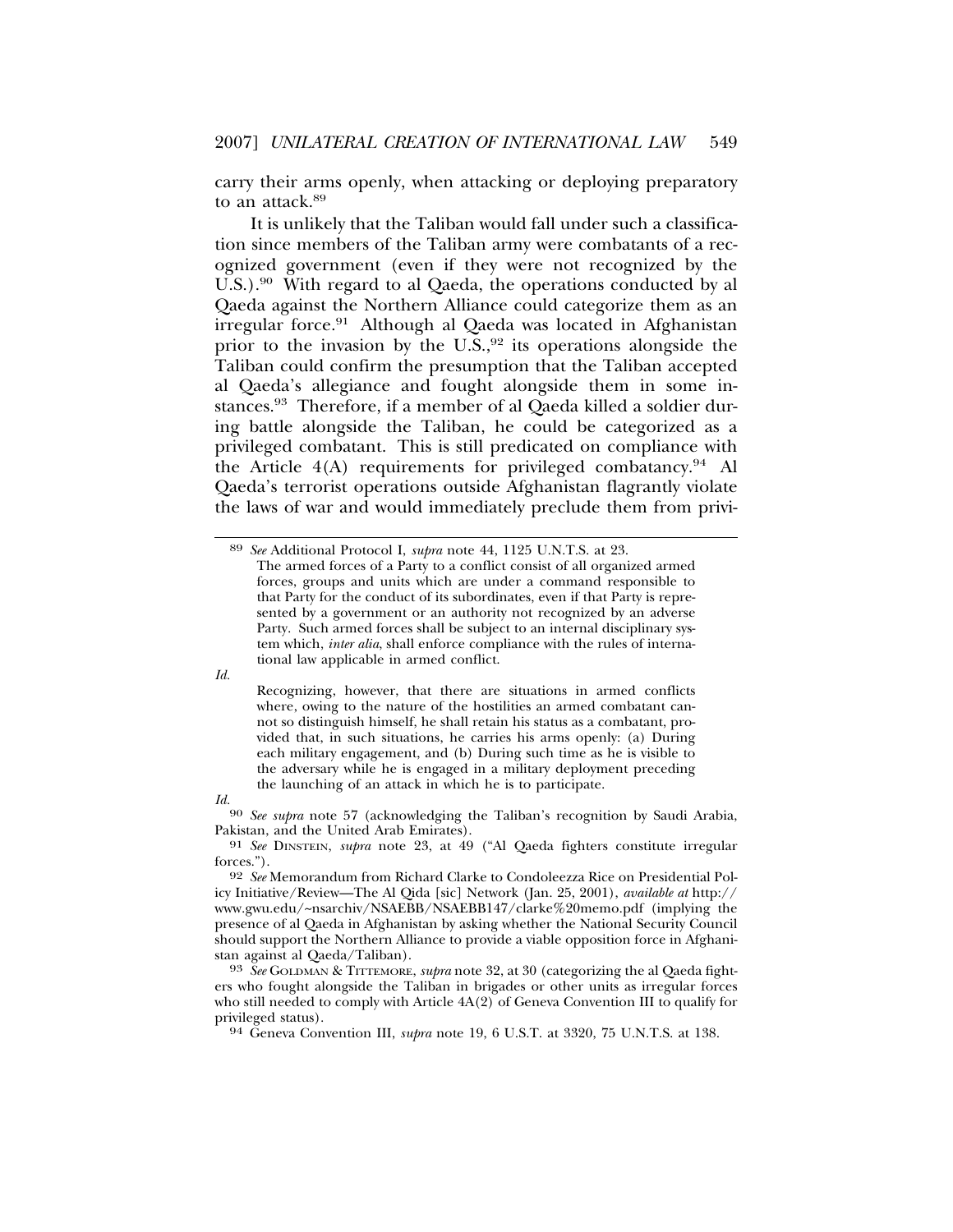carry their arms openly, when attacking or deploying preparatory to an attack.[89]

It is unlikely that the Taliban would fall under such a classification since members of the Taliban army were combatants of a recognized government (even if they were not recognized by the U.S.).[90] With regard to al Qaeda, the operations conducted by al Qaeda against the Northern Alliance could categorize them as an irregular force.[91] Although al Qaeda was located in Afghanistan prior to the invasion by the U.S.,[92] its operations alongside the Taliban could confirm the presumption that the Taliban accepted al Qaeda's allegiance and fought alongside them in some instances.[93] Therefore, if a member of al Qaeda killed a soldier during battle alongside the Taliban, he could be categorized as a privileged combatant. This is still predicated on compliance with the Article 4(A) requirements for privileged combatancy.[94] Al Qaeda's terrorist operations outside Afghanistan flagrantly violate the laws of war and would immediately preclude them from privi-

---

[89] *See* Additional Protocol I, *supra* note 44, 1125 U.N.T.S. at 23.

> The armed forces of a Party to a conflict consist of all organized armed forces, groups and units which are under a command responsible to that Party for the conduct of its subordinates, even if that Party is represented by a government or an authority not recognized by an adverse Party. Such armed forces shall be subject to an internal disciplinary system which, *inter alia*, shall enforce compliance with the rules of international law applicable in armed conflict.

*Id.*

> Recognizing, however, that there are situations in armed conflicts where, owing to the nature of the hostilities an armed combatant cannot so distinguish himself, he shall retain his status as a combatant, provided that, in such situations, he carries his arms openly: (a) During each military engagement, and (b) During such time as he is visible to the adversary while he is engaged in a military deployment preceding the launching of an attack in which he is to participate.

*Id.*

[90] *See supra* note 57 (acknowledging the Taliban's recognition by Saudi Arabia, Pakistan, and the United Arab Emirates).

[91] *See* DINSTEIN, *supra* note 23, at 49 ("Al Qaeda fighters constitute irregular forces.").

[92] *See* Memorandum from Richard Clarke to Condoleezza Rice on Presidential Policy Initiative/Review—The Al Qida [sic] Network (Jan. 25, 2001), *available at* http://www.gwu.edu/~nsarchiv/NSAEBB/NSAEBB147/clarke%20memo.pdf (implying the presence of al Qaeda in Afghanistan by asking whether the National Security Council should support the Northern Alliance to provide a viable opposition force in Afghanistan against al Qaeda/Taliban).

[93] *See* GOLDMAN & TITTEMORE, *supra* note 32, at 30 (categorizing the al Qaeda fighters who fought alongside the Taliban in brigades or other units as irregular forces who still needed to comply with Article 4A(2) of Geneva Convention III to qualify for privileged status).

[94] Geneva Convention III, *supra* note 19, 6 U.S.T. at 3320, 75 U.N.T.S. at 138.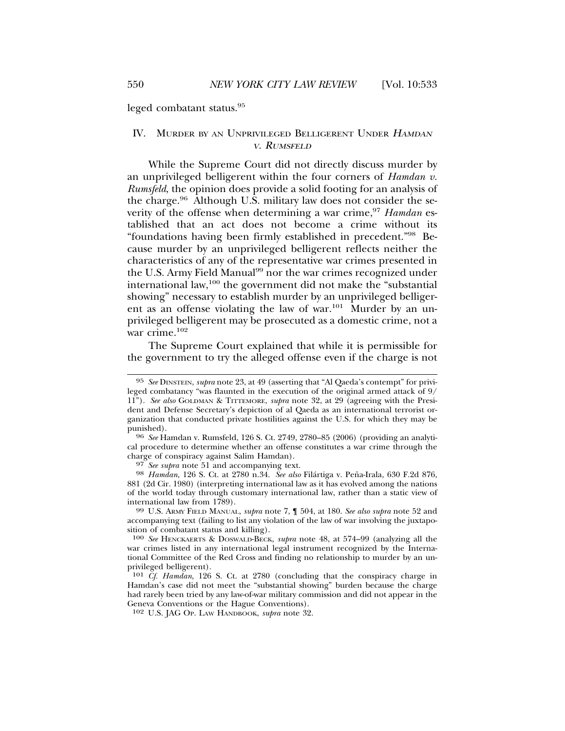leged combatant status.[95]

## IV. MURDER BY AN UNPRIVILEGED BELLIGERENT UNDER *HAMDAN V. RUMSFELD*

While the Supreme Court did not directly discuss murder by an unprivileged belligerent within the four corners of *Hamdan v. Rumsfeld*, the opinion does provide a solid footing for an analysis of the charge.[96] Although U.S. military law does not consider the severity of the offense when determining a war crime,[97] *Hamdan* established that an act does not become a crime without its "foundations having been firmly established in precedent."[98] Because murder by an unprivileged belligerent reflects neither the characteristics of any of the representative war crimes presented in the U.S. Army Field Manual[99] nor the war crimes recognized under international law,[100] the government did not make the "substantial showing" necessary to establish murder by an unprivileged belligerent as an offense violating the law of war.[101] Murder by an unprivileged belligerent may be prosecuted as a domestic crime, not a war crime.[102]

The Supreme Court explained that while it is permissible for the government to try the alleged offense even if the charge is not

---

[95] *See* DINSTEIN, *supra* note 23, at 49 (asserting that "Al Qaeda's contempt" for privileged combatancy "was flaunted in the execution of the original armed attack of 9/11"). *See also* GOLDMAN & TITTEMORE, *supra* note 32, at 29 (agreeing with the President and Defense Secretary's depiction of al Qaeda as an international terrorist organization that conducted private hostilities against the U.S. for which they may be punished).

[96] *See* Hamdan v. Rumsfeld, 126 S. Ct. 2749, 2780–85 (2006) (providing an analytical procedure to determine whether an offense constitutes a war crime through the charge of conspiracy against Salim Hamdan).

[97] *See supra* note 51 and accompanying text.

[98] *Hamdan*, 126 S. Ct. at 2780 n.34. *See also* Filártiga v. Peña-Irala, 630 F.2d 876, 881 (2d Cir. 1980) (interpreting international law as it has evolved among the nations of the world today through customary international law, rather than a static view of international law from 1789).

[99] U.S. ARMY FIELD MANUAL, *supra* note 7, ¶ 504, at 180. *See also supra* note 52 and accompanying text (failing to list any violation of the law of war involving the juxtaposition of combatant status and killing).

[100] *See* HENCKAERTS & DOSWALD-BECK, *supra* note 48, at 574–99 (analyzing all the war crimes listed in any international legal instrument recognized by the International Committee of the Red Cross and finding no relationship to murder by an unprivileged belligerent).

[101] *Cf. Hamdan*, 126 S. Ct. at 2780 (concluding that the conspiracy charge in Hamdan's case did not meet the "substantial showing" burden because the charge had rarely been tried by any law-of-war military commission and did not appear in the Geneva Conventions or the Hague Conventions).

[102] U.S. JAG OP. LAW HANDBOOK, *supra* note 32.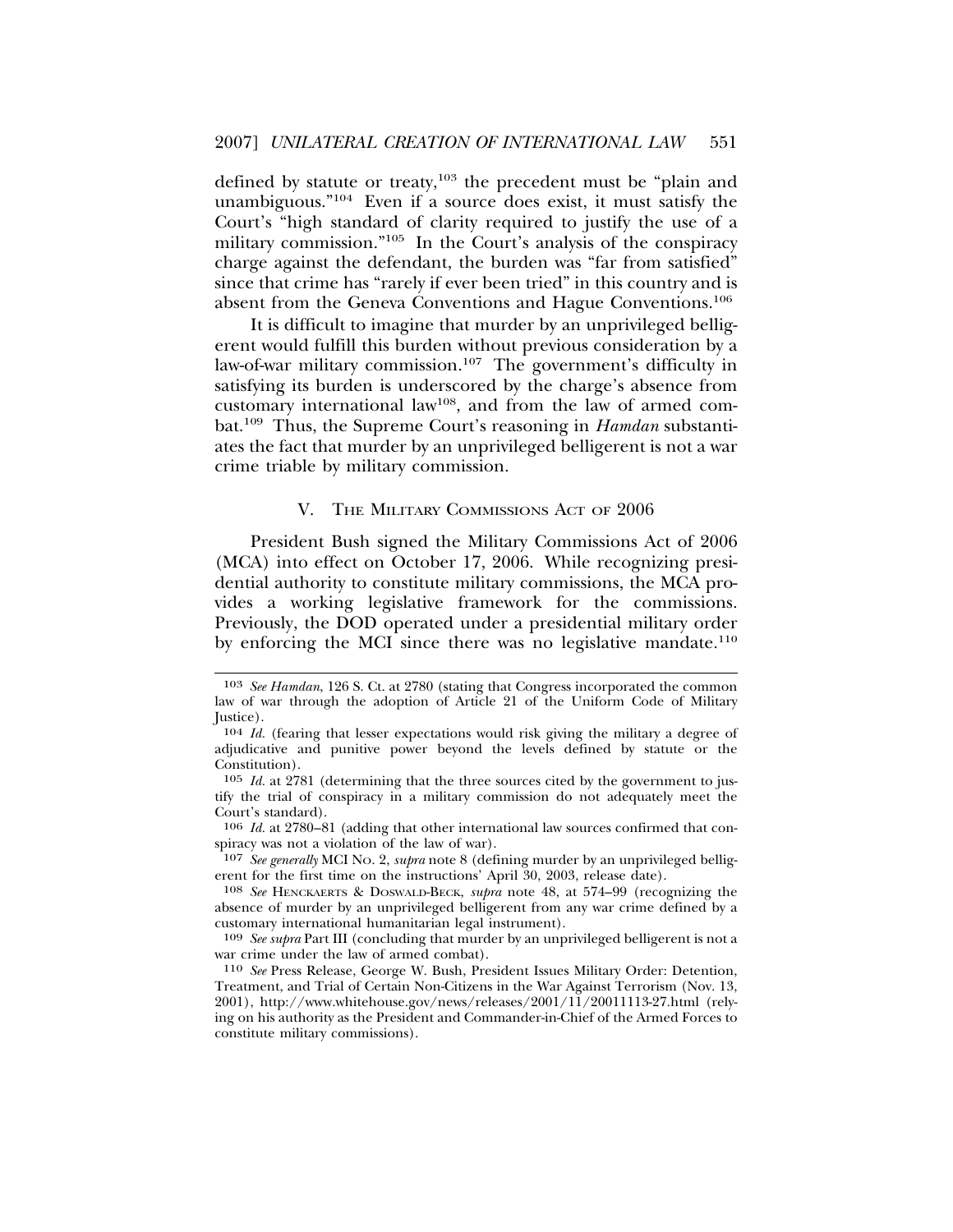defined by statute or treaty,[103] the precedent must be "plain and unambiguous."[104] Even if a source does exist, it must satisfy the Court's "high standard of clarity required to justify the use of a military commission."[105] In the Court's analysis of the conspiracy charge against the defendant, the burden was "far from satisfied" since that crime has "rarely if ever been tried" in this country and is absent from the Geneva Conventions and Hague Conventions.[106]

It is difficult to imagine that murder by an unprivileged belligerent would fulfill this burden without previous consideration by a law-of-war military commission.[107] The government's difficulty in satisfying its burden is underscored by the charge's absence from customary international law[108], and from the law of armed combat.[109] Thus, the Supreme Court's reasoning in *Hamdan* substantiates the fact that murder by an unprivileged belligerent is not a war crime triable by military commission.

## V. The Military Commissions Act of 2006

President Bush signed the Military Commissions Act of 2006 (MCA) into effect on October 17, 2006. While recognizing presidential authority to constitute military commissions, the MCA provides a working legislative framework for the commissions. Previously, the DOD operated under a presidential military order by enforcing the MCI since there was no legislative mandate.[110]

---

103 *See Hamdan*, 126 S. Ct. at 2780 (stating that Congress incorporated the common law of war through the adoption of Article 21 of the Uniform Code of Military Justice).

104 *Id.* (fearing that lesser expectations would risk giving the military a degree of adjudicative and punitive power beyond the levels defined by statute or the Constitution).

105 *Id.* at 2781 (determining that the three sources cited by the government to justify the trial of conspiracy in a military commission do not adequately meet the Court's standard).

106 *Id.* at 2780–81 (adding that other international law sources confirmed that conspiracy was not a violation of the law of war).

107 *See generally* MCI No. 2, *supra* note 8 (defining murder by an unprivileged belligerent for the first time on the instructions' April 30, 2003, release date).

108 *See* Henckaerts & Doswald-Beck, *supra* note 48, at 574–99 (recognizing the absence of murder by an unprivileged belligerent from any war crime defined by a customary international humanitarian legal instrument).

109 *See supra* Part III (concluding that murder by an unprivileged belligerent is not a war crime under the law of armed combat).

110 *See* Press Release, George W. Bush, President Issues Military Order: Detention, Treatment, and Trial of Certain Non-Citizens in the War Against Terrorism (Nov. 13, 2001), http://www.whitehouse.gov/news/releases/2001/11/20011113-27.html (relying on his authority as the President and Commander-in-Chief of the Armed Forces to constitute military commissions).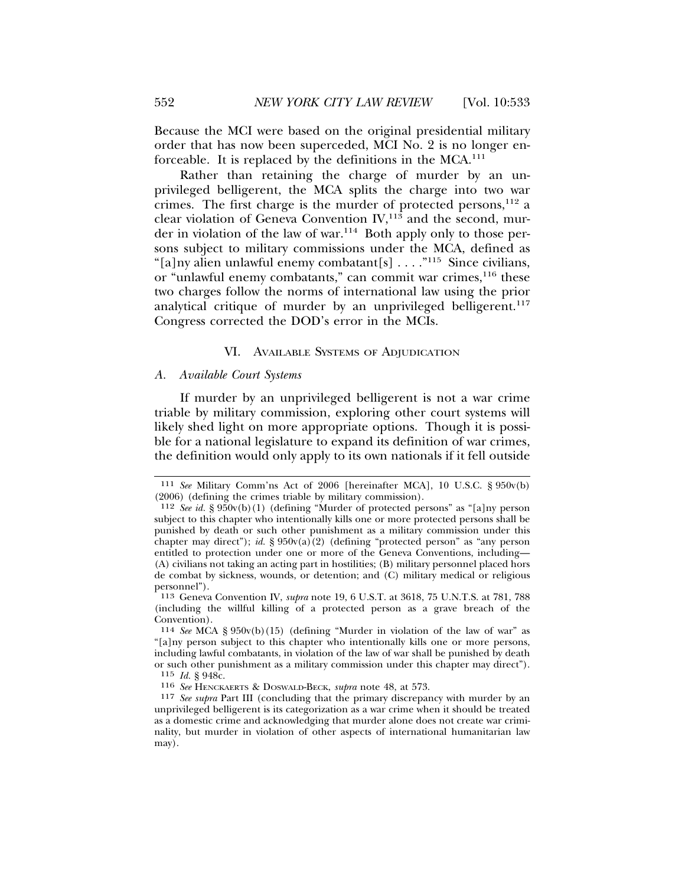Because the MCI were based on the original presidential military order that has now been superceded, MCI No. 2 is no longer enforceable. It is replaced by the definitions in the MCA.[111]

Rather than retaining the charge of murder by an unprivileged belligerent, the MCA splits the charge into two war crimes. The first charge is the murder of protected persons,[112] a clear violation of Geneva Convention IV,[113] and the second, murder in violation of the law of war.[114] Both apply only to those persons subject to military commissions under the MCA, defined as "[a]ny alien unlawful enemy combatant[s] . . . ."[115] Since civilians, or "unlawful enemy combatants," can commit war crimes,[116] these two charges follow the norms of international law using the prior analytical critique of murder by an unprivileged belligerent.[117] Congress corrected the DOD's error in the MCIs.

## VI. Available Systems of Adjudication

### *A. Available Court Systems*

If murder by an unprivileged belligerent is not a war crime triable by military commission, exploring other court systems will likely shed light on more appropriate options. Though it is possible for a national legislature to expand its definition of war crimes, the definition would only apply to its own nationals if it fell outside

---

[111] *See* Military Comm'ns Act of 2006 [hereinafter MCA], 10 U.S.C. § 950v(b) (2006) (defining the crimes triable by military commission).

[112] *See id.* § 950v(b)(1) (defining "Murder of protected persons" as "[a]ny person subject to this chapter who intentionally kills one or more protected persons shall be punished by death or such other punishment as a military commission under this chapter may direct"); *id.* § 950v(a)(2) (defining "protected person" as "any person entitled to protection under one or more of the Geneva Conventions, including— (A) civilians not taking an acting part in hostilities; (B) military personnel placed hors de combat by sickness, wounds, or detention; and (C) military medical or religious personnel").

[113] Geneva Convention IV, *supra* note 19, 6 U.S.T. at 3618, 75 U.N.T.S. at 781, 788 (including the willful killing of a protected person as a grave breach of the Convention).

[114] *See* MCA § 950v(b)(15) (defining "Murder in violation of the law of war" as "[a]ny person subject to this chapter who intentionally kills one or more persons, including lawful combatants, in violation of the law of war shall be punished by death or such other punishment as a military commission under this chapter may direct").

[115] *Id.* § 948c.

[116] *See* Henckaerts & Doswald-Beck, *supra* note 48, at 573.

[117] *See supra* Part III (concluding that the primary discrepancy with murder by an unprivileged belligerent is its categorization as a war crime when it should be treated as a domestic crime and acknowledging that murder alone does not create war criminality, but murder in violation of other aspects of international humanitarian law may).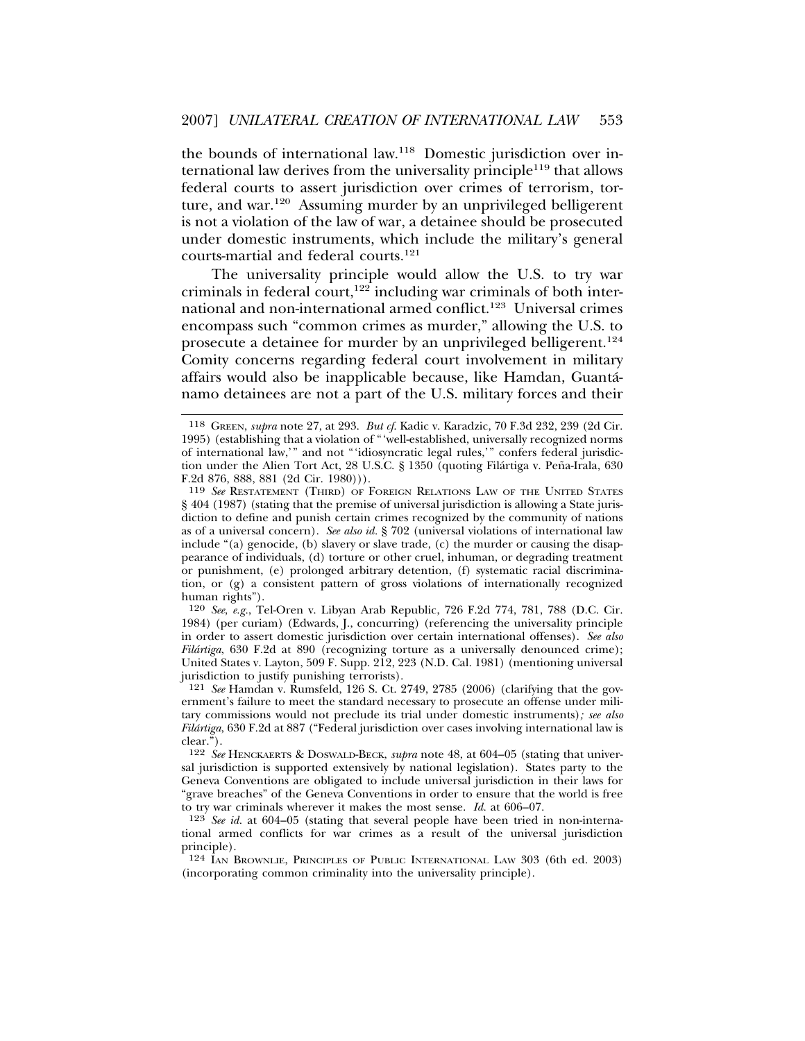the bounds of international law.[118] Domestic jurisdiction over international law derives from the universality principle[119] that allows federal courts to assert jurisdiction over crimes of terrorism, torture, and war.[120] Assuming murder by an unprivileged belligerent is not a violation of the law of war, a detainee should be prosecuted under domestic instruments, which include the military's general courts-martial and federal courts.[121]

The universality principle would allow the U.S. to try war criminals in federal court,[122] including war criminals of both international and non-international armed conflict.[123] Universal crimes encompass such "common crimes as murder," allowing the U.S. to prosecute a detainee for murder by an unprivileged belligerent.[124] Comity concerns regarding federal court involvement in military affairs would also be inapplicable because, like Hamdan, Guantánamo detainees are not a part of the U.S. military forces and their

---

118 GREEN, *supra* note 27, at 293. *But cf.* Kadic v. Karadzic, 70 F.3d 232, 239 (2d Cir. 1995) (establishing that a violation of "'well-established, universally recognized norms of international law,'" and not "'idiosyncratic legal rules,'" confers federal jurisdiction under the Alien Tort Act, 28 U.S.C. § 1350 (quoting Filártiga v. Peña-Irala, 630 F.2d 876, 888, 881 (2d Cir. 1980))).

119 *See* RESTATEMENT (THIRD) OF FOREIGN RELATIONS LAW OF THE UNITED STATES § 404 (1987) (stating that the premise of universal jurisdiction is allowing a State jurisdiction to define and punish certain crimes recognized by the community of nations as of a universal concern). *See also id.* § 702 (universal violations of international law include "(a) genocide, (b) slavery or slave trade, (c) the murder or causing the disappearance of individuals, (d) torture or other cruel, inhuman, or degrading treatment or punishment, (e) prolonged arbitrary detention, (f) systematic racial discrimination, or (g) a consistent pattern of gross violations of internationally recognized human rights").

120 *See, e.g.*, Tel-Oren v. Libyan Arab Republic, 726 F.2d 774, 781, 788 (D.C. Cir. 1984) (per curiam) (Edwards, J., concurring) (referencing the universality principle in order to assert domestic jurisdiction over certain international offenses). *See also Filártiga*, 630 F.2d at 890 (recognizing torture as a universally denounced crime); United States v. Layton, 509 F. Supp. 212, 223 (N.D. Cal. 1981) (mentioning universal jurisdiction to justify punishing terrorists).

121 *See* Hamdan v. Rumsfeld, 126 S. Ct. 2749, 2785 (2006) (clarifying that the government's failure to meet the standard necessary to prosecute an offense under military commissions would not preclude its trial under domestic instruments)*; see also Filártiga*, 630 F.2d at 887 ("Federal jurisdiction over cases involving international law is clear.").

122 *See* HENCKAERTS & DOSWALD-BECK, *supra* note 48, at 604–05 (stating that universal jurisdiction is supported extensively by national legislation). States party to the Geneva Conventions are obligated to include universal jurisdiction in their laws for "grave breaches" of the Geneva Conventions in order to ensure that the world is free to try war criminals wherever it makes the most sense. *Id.* at 606–07.

123 *See id.* at 604–05 (stating that several people have been tried in non-international armed conflicts for war crimes as a result of the universal jurisdiction principle).

124 IAN BROWNLIE, PRINCIPLES OF PUBLIC INTERNATIONAL LAW 303 (6th ed. 2003) (incorporating common criminality into the universality principle).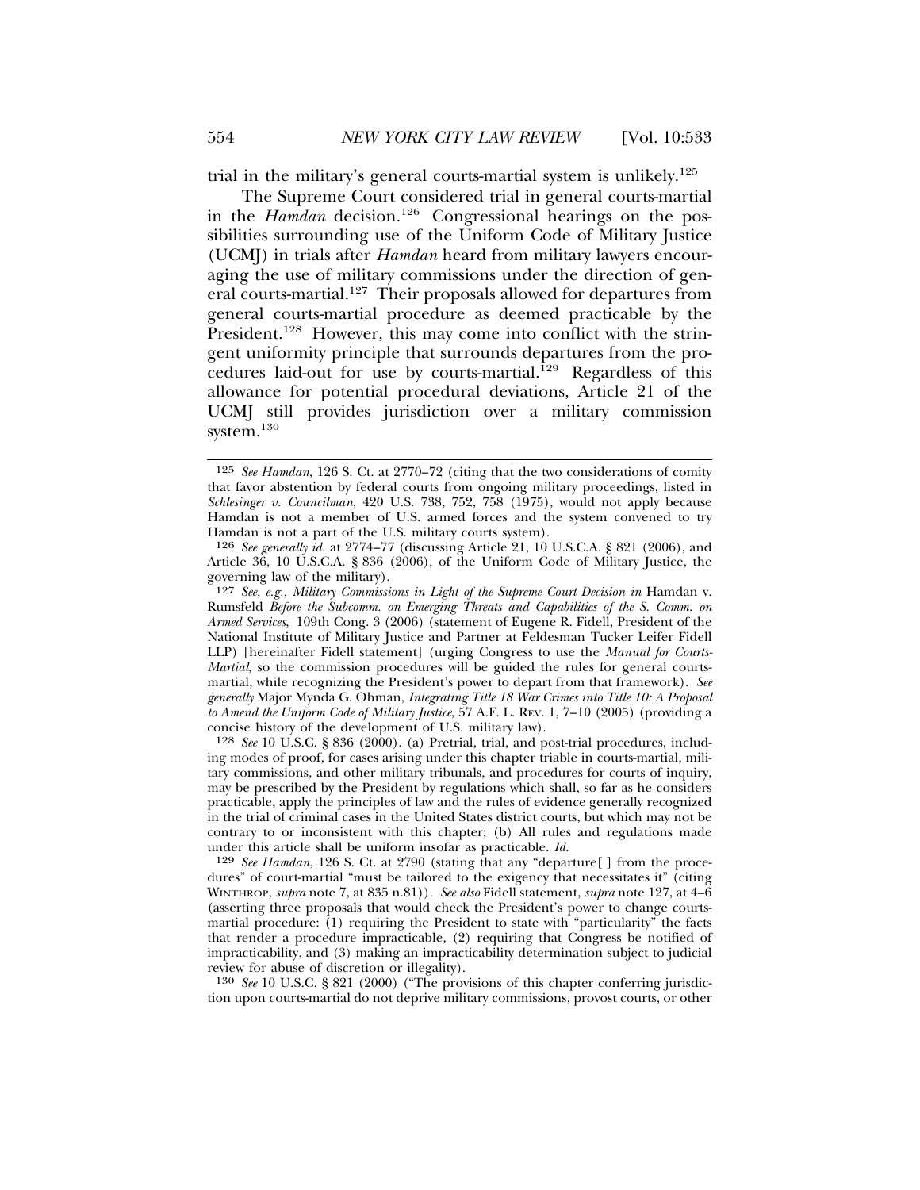trial in the military's general courts-martial system is unlikely.[125]

The Supreme Court considered trial in general courts-martial in the *Hamdan* decision.[126] Congressional hearings on the possibilities surrounding use of the Uniform Code of Military Justice (UCMJ) in trials after *Hamdan* heard from military lawyers encouraging the use of military commissions under the direction of general courts-martial.[127] Their proposals allowed for departures from general courts-martial procedure as deemed practicable by the President.[128] However, this may come into conflict with the stringent uniformity principle that surrounds departures from the procedures laid-out for use by courts-martial.[129] Regardless of this allowance for potential procedural deviations, Article 21 of the UCMJ still provides jurisdiction over a military commission system.[130]

---

125 *See Hamdan*, 126 S. Ct. at 2770–72 (citing that the two considerations of comity that favor abstention by federal courts from ongoing military proceedings, listed in *Schlesinger v. Councilman*, 420 U.S. 738, 752, 758 (1975), would not apply because Hamdan is not a member of U.S. armed forces and the system convened to try Hamdan is not a part of the U.S. military courts system).

126 *See generally id.* at 2774–77 (discussing Article 21, 10 U.S.C.A. § 821 (2006), and Article 36, 10 U.S.C.A. § 836 (2006), of the Uniform Code of Military Justice, the governing law of the military).

127 *See, e.g.*, *Military Commissions in Light of the Supreme Court Decision in* Hamdan v. Rumsfeld *Before the Subcomm. on Emerging Threats and Capabilities of the S. Comm. on Armed Services*, 109th Cong. 3 (2006) (statement of Eugene R. Fidell, President of the National Institute of Military Justice and Partner at Feldesman Tucker Leifer Fidell LLP) [hereinafter Fidell statement] (urging Congress to use the *Manual for Courts-Martial*, so the commission procedures will be guided the rules for general courts-martial, while recognizing the President's power to depart from that framework). *See generally* Major Mynda G. Ohman, *Integrating Title 18 War Crimes into Title 10: A Proposal to Amend the Uniform Code of Military Justice*, 57 A.F. L. REV. 1, 7–10 (2005) (providing a concise history of the development of U.S. military law).

128 *See* 10 U.S.C. § 836 (2000). (a) Pretrial, trial, and post-trial procedures, including modes of proof, for cases arising under this chapter triable in courts-martial, military commissions, and other military tribunals, and procedures for courts of inquiry, may be prescribed by the President by regulations which shall, so far as he considers practicable, apply the principles of law and the rules of evidence generally recognized in the trial of criminal cases in the United States district courts, but which may not be contrary to or inconsistent with this chapter; (b) All rules and regulations made under this article shall be uniform insofar as practicable. *Id.*

129 *See Hamdan*, 126 S. Ct. at 2790 (stating that any "departure[ ] from the procedures" of court-martial "must be tailored to the exigency that necessitates it" (citing WINTHROP, *supra* note 7, at 835 n.81)). *See also* Fidell statement, *supra* note 127, at 4–6 (asserting three proposals that would check the President's power to change courts-martial procedure: (1) requiring the President to state with "particularity" the facts that render a procedure impracticable, (2) requiring that Congress be notified of impracticability, and (3) making an impracticability determination subject to judicial review for abuse of discretion or illegality).

130 *See* 10 U.S.C. § 821 (2000) ("The provisions of this chapter conferring jurisdiction upon courts-martial do not deprive military commissions, provost courts, or other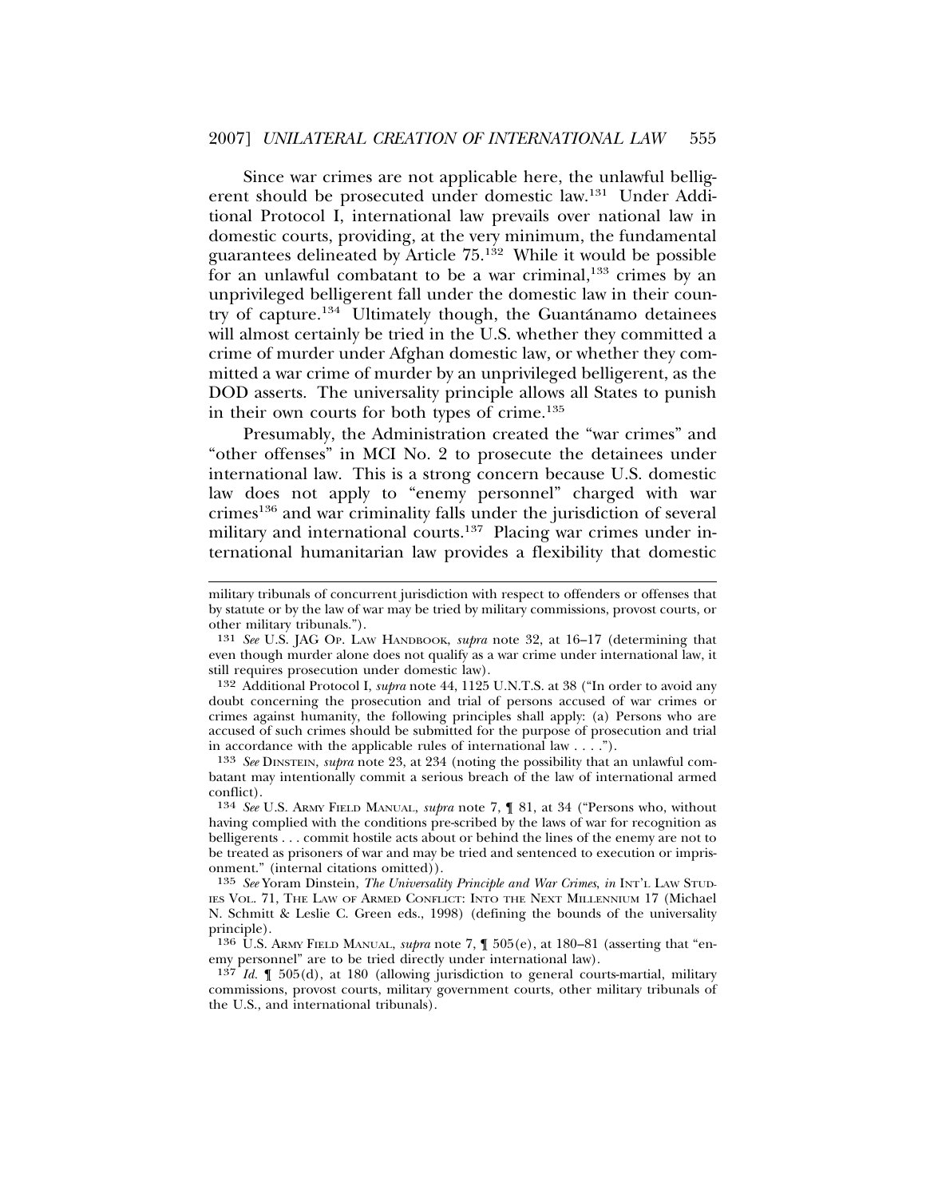Since war crimes are not applicable here, the unlawful belligerent should be prosecuted under domestic law.[131] Under Additional Protocol I, international law prevails over national law in domestic courts, providing, at the very minimum, the fundamental guarantees delineated by Article 75.[132] While it would be possible for an unlawful combatant to be a war criminal,[133] crimes by an unprivileged belligerent fall under the domestic law in their country of capture.[134] Ultimately though, the Guantánamo detainees will almost certainly be tried in the U.S. whether they committed a crime of murder under Afghan domestic law, or whether they committed a war crime of murder by an unprivileged belligerent, as the DOD asserts. The universality principle allows all States to punish in their own courts for both types of crime.[135]

Presumably, the Administration created the "war crimes" and "other offenses" in MCI No. 2 to prosecute the detainees under international law. This is a strong concern because U.S. domestic law does not apply to "enemy personnel" charged with war crimes[136] and war criminality falls under the jurisdiction of several military and international courts.[137] Placing war crimes under international humanitarian law provides a flexibility that domestic

---

military tribunals of concurrent jurisdiction with respect to offenders or offenses that by statute or by the law of war may be tried by military commissions, provost courts, or other military tribunals.").

131 *See* U.S. JAG OP. LAW HANDBOOK, *supra* note 32, at 16–17 (determining that even though murder alone does not qualify as a war crime under international law, it still requires prosecution under domestic law).

132 Additional Protocol I, *supra* note 44, 1125 U.N.T.S. at 38 ("In order to avoid any doubt concerning the prosecution and trial of persons accused of war crimes or crimes against humanity, the following principles shall apply: (a) Persons who are accused of such crimes should be submitted for the purpose of prosecution and trial in accordance with the applicable rules of international law . . . .").

133 *See* DINSTEIN, *supra* note 23, at 234 (noting the possibility that an unlawful combatant may intentionally commit a serious breach of the law of international armed conflict).

134 *See* U.S. ARMY FIELD MANUAL, *supra* note 7, ¶ 81, at 34 ("Persons who, without having complied with the conditions pre-scribed by the laws of war for recognition as belligerents . . . commit hostile acts about or behind the lines of the enemy are not to be treated as prisoners of war and may be tried and sentenced to execution or imprisonment." (internal citations omitted)).

135 *See* Yoram Dinstein, *The Universality Principle and War Crimes*, *in* INT'L LAW STUDIES VOL. 71, THE LAW OF ARMED CONFLICT: INTO THE NEXT MILLENNIUM 17 (Michael N. Schmitt & Leslie C. Green eds., 1998) (defining the bounds of the universality principle).

136 U.S. ARMY FIELD MANUAL, *supra* note 7, ¶ 505(e), at 180–81 (asserting that "enemy personnel" are to be tried directly under international law).

137 *Id.* ¶ 505(d), at 180 (allowing jurisdiction to general courts-martial, military commissions, provost courts, military government courts, other military tribunals of the U.S., and international tribunals).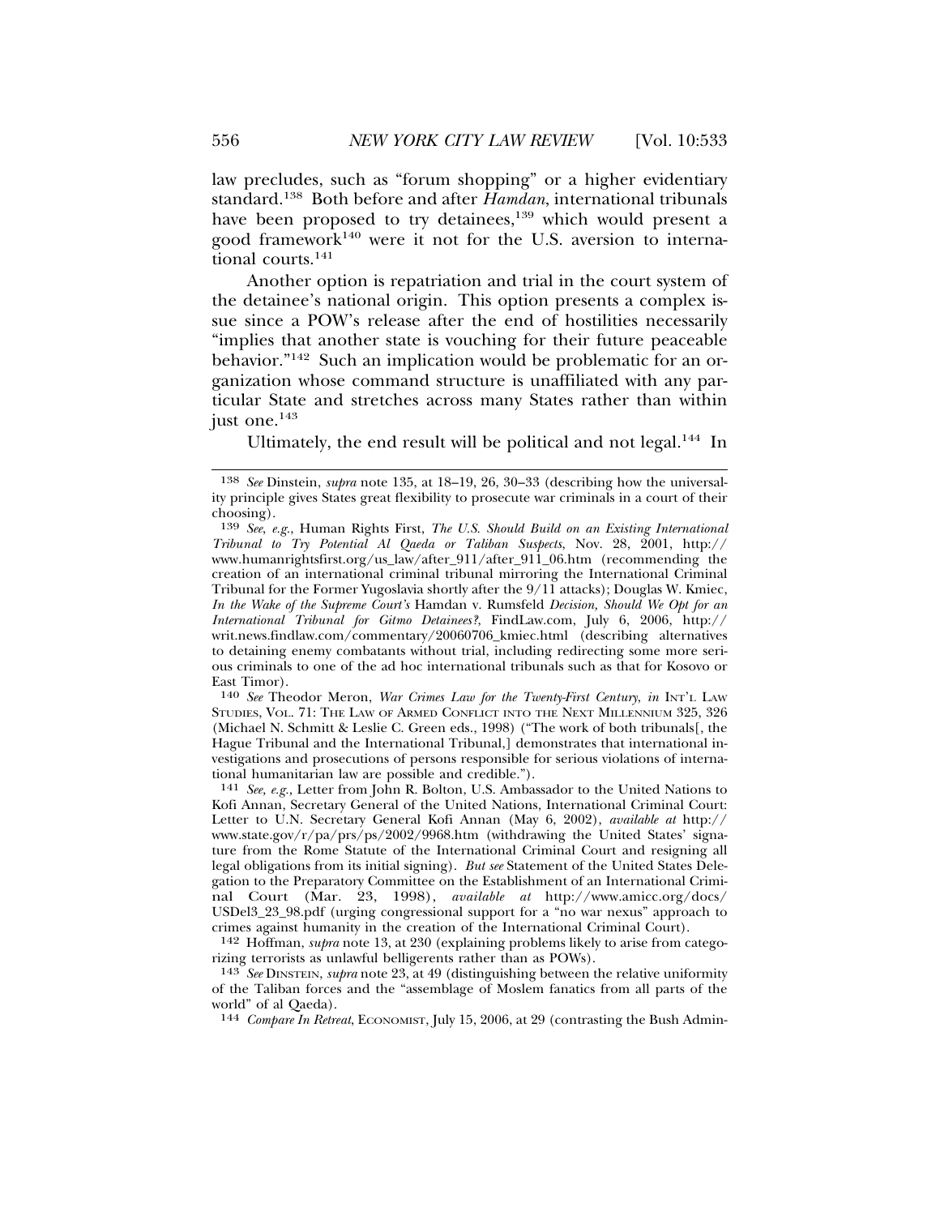law precludes, such as "forum shopping" or a higher evidentiary standard.[138] Both before and after *Hamdan*, international tribunals have been proposed to try detainees,[139] which would present a good framework[140] were it not for the U.S. aversion to international courts.[141]

Another option is repatriation and trial in the court system of the detainee's national origin. This option presents a complex issue since a POW's release after the end of hostilities necessarily "implies that another state is vouching for their future peaceable behavior."[142] Such an implication would be problematic for an organization whose command structure is unaffiliated with any particular State and stretches across many States rather than within just one.[143]

Ultimately, the end result will be political and not legal.[144] In

---

138 *See* Dinstein, *supra* note 135, at 18–19, 26, 30–33 (describing how the universality principle gives States great flexibility to prosecute war criminals in a court of their choosing).

139 *See, e.g.*, Human Rights First, *The U.S. Should Build on an Existing International Tribunal to Try Potential Al Qaeda or Taliban Suspects*, Nov. 28, 2001, http://www.humanrightsfirst.org/us_law/after_911/after_911_06.htm (recommending the creation of an international criminal tribunal mirroring the International Criminal Tribunal for the Former Yugoslavia shortly after the 9/11 attacks); Douglas W. Kmiec, *In the Wake of the Supreme Court's* Hamdan v. Rumsfeld *Decision, Should We Opt for an International Tribunal for Gitmo Detainees?*, FindLaw.com, July 6, 2006, http://writ.news.findlaw.com/commentary/20060706_kmiec.html (describing alternatives to detaining enemy combatants without trial, including redirecting some more serious criminals to one of the ad hoc international tribunals such as that for Kosovo or East Timor).

140 *See* Theodor Meron, *War Crimes Law for the Twenty-First Century*, *in* INT'L LAW STUDIES, VOL. 71: THE LAW OF ARMED CONFLICT INTO THE NEXT MILLENNIUM 325, 326 (Michael N. Schmitt & Leslie C. Green eds., 1998) ("The work of both tribunals[, the Hague Tribunal and the International Tribunal,] demonstrates that international investigations and prosecutions of persons responsible for serious violations of international humanitarian law are possible and credible.").

141 *See, e.g.*, Letter from John R. Bolton, U.S. Ambassador to the United Nations to Kofi Annan, Secretary General of the United Nations, International Criminal Court: Letter to U.N. Secretary General Kofi Annan (May 6, 2002), *available at* http://www.state.gov/r/pa/prs/ps/2002/9968.htm (withdrawing the United States' signature from the Rome Statute of the International Criminal Court and resigning all legal obligations from its initial signing). *But see* Statement of the United States Delegation to the Preparatory Committee on the Establishment of an International Criminal Court (Mar. 23, 1998), *available at* http://www.amicc.org/docs/USDel3_23_98.pdf (urging congressional support for a "no war nexus" approach to crimes against humanity in the creation of the International Criminal Court).

142 Hoffman, *supra* note 13, at 230 (explaining problems likely to arise from categorizing terrorists as unlawful belligerents rather than as POWs).

143 *See* DINSTEIN, *supra* note 23, at 49 (distinguishing between the relative uniformity of the Taliban forces and the "assemblage of Moslem fanatics from all parts of the world" of al Qaeda).

144 *Compare In Retreat*, ECONOMIST, July 15, 2006, at 29 (contrasting the Bush Admin-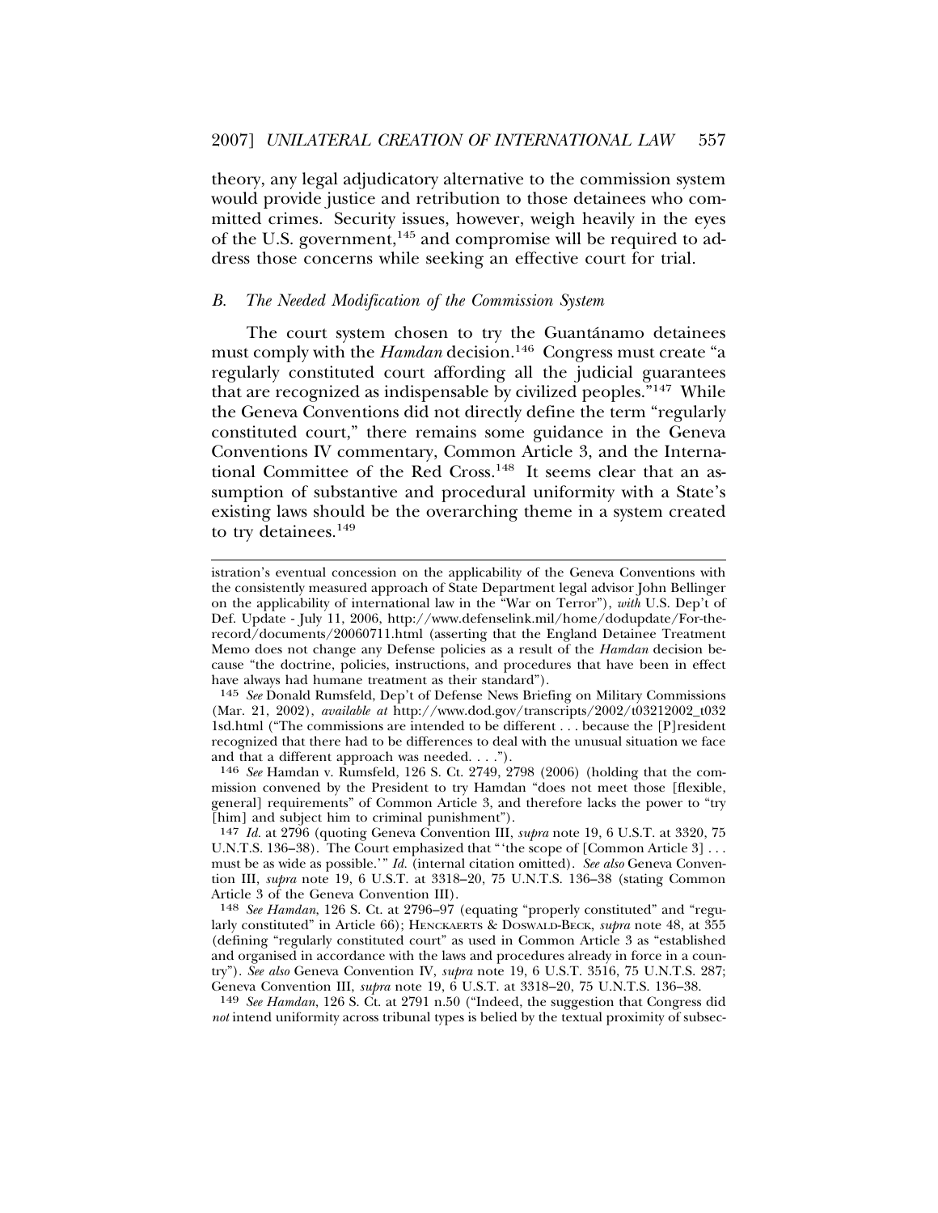theory, any legal adjudicatory alternative to the commission system would provide justice and retribution to those detainees who committed crimes. Security issues, however, weigh heavily in the eyes of the U.S. government,[145] and compromise will be required to address those concerns while seeking an effective court for trial.

### *B. The Needed Modification of the Commission System*

The court system chosen to try the Guantánamo detainees must comply with the *Hamdan* decision.[146] Congress must create "a regularly constituted court affording all the judicial guarantees that are recognized as indispensable by civilized peoples."[147] While the Geneva Conventions did not directly define the term "regularly constituted court," there remains some guidance in the Geneva Conventions IV commentary, Common Article 3, and the International Committee of the Red Cross.[148] It seems clear that an assumption of substantive and procedural uniformity with a State's existing laws should be the overarching theme in a system created to try detainees.[149]

---

istration's eventual concession on the applicability of the Geneva Conventions with the consistently measured approach of State Department legal advisor John Bellinger on the applicability of international law in the "War on Terror"), *with* U.S. Dep't of Def. Update - July 11, 2006, http://www.defenselink.mil/home/dodupdate/For-the-record/documents/20060711.html (asserting that the England Detainee Treatment Memo does not change any Defense policies as a result of the *Hamdan* decision because "the doctrine, policies, instructions, and procedures that have been in effect have always had humane treatment as their standard").

145 *See* Donald Rumsfeld, Dep't of Defense News Briefing on Military Commissions (Mar. 21, 2002), *available at* http://www.dod.gov/transcripts/2002/t03212002_t0321sd.html ("The commissions are intended to be different . . . because the [P]resident recognized that there had to be differences to deal with the unusual situation we face and that a different approach was needed. . . .").

146 *See* Hamdan v. Rumsfeld, 126 S. Ct. 2749, 2798 (2006) (holding that the commission convened by the President to try Hamdan "does not meet those [flexible, general] requirements" of Common Article 3, and therefore lacks the power to "try [him] and subject him to criminal punishment").

147 *Id.* at 2796 (quoting Geneva Convention III, *supra* note 19, 6 U.S.T. at 3320, 75 U.N.T.S. 136–38). The Court emphasized that "'the scope of [Common Article 3] . . . must be as wide as possible.'" *Id.* (internal citation omitted). *See also* Geneva Convention III, *supra* note 19, 6 U.S.T. at 3318–20, 75 U.N.T.S. 136–38 (stating Common Article 3 of the Geneva Convention III).

148 *See Hamdan*, 126 S. Ct. at 2796–97 (equating "properly constituted" and "regularly constituted" in Article 66); HENCKAERTS & DOSWALD-BECK, *supra* note 48, at 355 (defining "regularly constituted court" as used in Common Article 3 as "established and organised in accordance with the laws and procedures already in force in a country"). *See also* Geneva Convention IV, *supra* note 19, 6 U.S.T. 3516, 75 U.N.T.S. 287; Geneva Convention III, *supra* note 19, 6 U.S.T. at 3318–20, 75 U.N.T.S. 136–38.

149 *See Hamdan*, 126 S. Ct. at 2791 n.50 ("Indeed, the suggestion that Congress did *not* intend uniformity across tribunal types is belied by the textual proximity of subsec-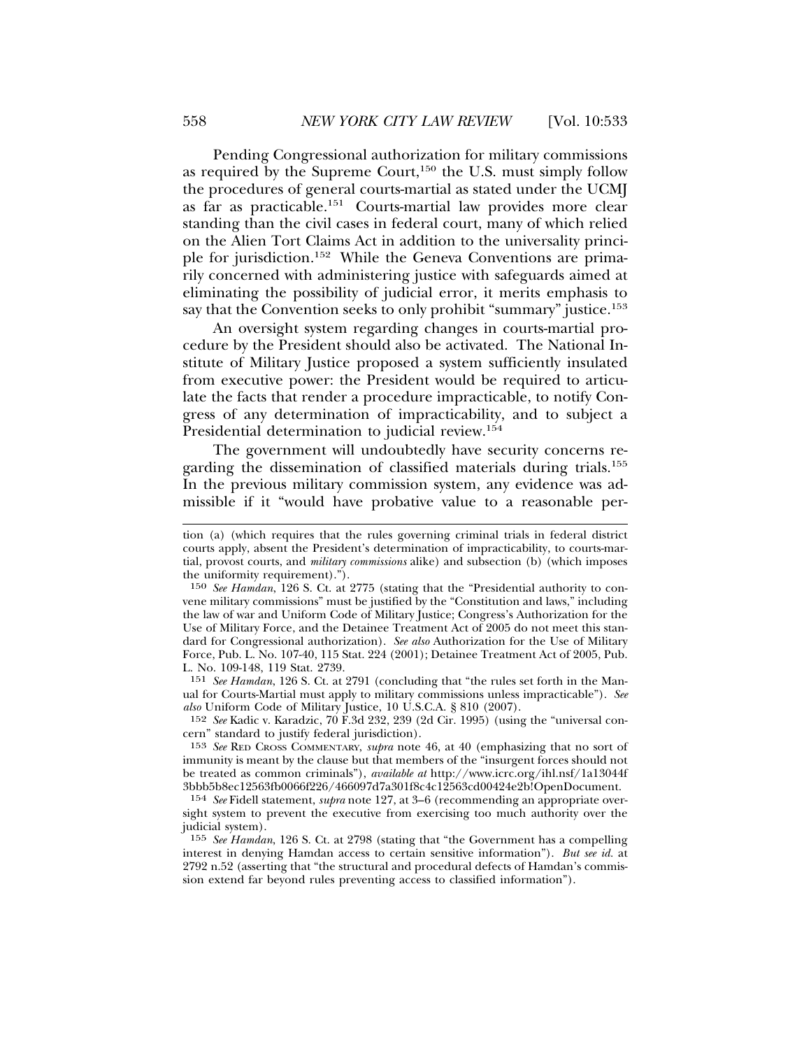Pending Congressional authorization for military commissions as required by the Supreme Court,[150] the U.S. must simply follow the procedures of general courts-martial as stated under the UCMJ as far as practicable.[151] Courts-martial law provides more clear standing than the civil cases in federal court, many of which relied on the Alien Tort Claims Act in addition to the universality principle for jurisdiction.[152] While the Geneva Conventions are primarily concerned with administering justice with safeguards aimed at eliminating the possibility of judicial error, it merits emphasis to say that the Convention seeks to only prohibit "summary" justice.[153]

An oversight system regarding changes in courts-martial procedure by the President should also be activated. The National Institute of Military Justice proposed a system sufficiently insulated from executive power: the President would be required to articulate the facts that render a procedure impracticable, to notify Congress of any determination of impracticability, and to subject a Presidential determination to judicial review.[154]

The government will undoubtedly have security concerns regarding the dissemination of classified materials during trials.[155] In the previous military commission system, any evidence was admissible if it "would have probative value to a reasonable per-

---

tion (a) (which requires that the rules governing criminal trials in federal district courts apply, absent the President's determination of impracticability, to courts-martial, provost courts, and *military commissions* alike) and subsection (b) (which imposes the uniformity requirement).").

150 *See Hamdan*, 126 S. Ct. at 2775 (stating that the "Presidential authority to convene military commissions" must be justified by the "Constitution and laws," including the law of war and Uniform Code of Military Justice; Congress's Authorization for the Use of Military Force, and the Detainee Treatment Act of 2005 do not meet this standard for Congressional authorization). *See also* Authorization for the Use of Military Force, Pub. L. No. 107-40, 115 Stat. 224 (2001); Detainee Treatment Act of 2005, Pub. L. No. 109-148, 119 Stat. 2739.

151 *See Hamdan*, 126 S. Ct. at 2791 (concluding that "the rules set forth in the Manual for Courts-Martial must apply to military commissions unless impracticable"). *See also* Uniform Code of Military Justice, 10 U.S.C.A. § 810 (2007).

152 *See* Kadic v. Karadzic, 70 F.3d 232, 239 (2d Cir. 1995) (using the "universal concern" standard to justify federal jurisdiction).

153 *See* RED CROSS COMMENTARY, *supra* note 46, at 40 (emphasizing that no sort of immunity is meant by the clause but that members of the "insurgent forces should not be treated as common criminals"), *available at* http://www.icrc.org/ihl.nsf/1a13044f3bbb5b8ec12563fb0066f226/466097d7a301f8c4c12563cd00424e2b!OpenDocument.

154 *See* Fidell statement, *supra* note 127, at 3–6 (recommending an appropriate oversight system to prevent the executive from exercising too much authority over the judicial system).

155 *See Hamdan*, 126 S. Ct. at 2798 (stating that "the Government has a compelling interest in denying Hamdan access to certain sensitive information"). *But see id.* at 2792 n.52 (asserting that "the structural and procedural defects of Hamdan's commission extend far beyond rules preventing access to classified information").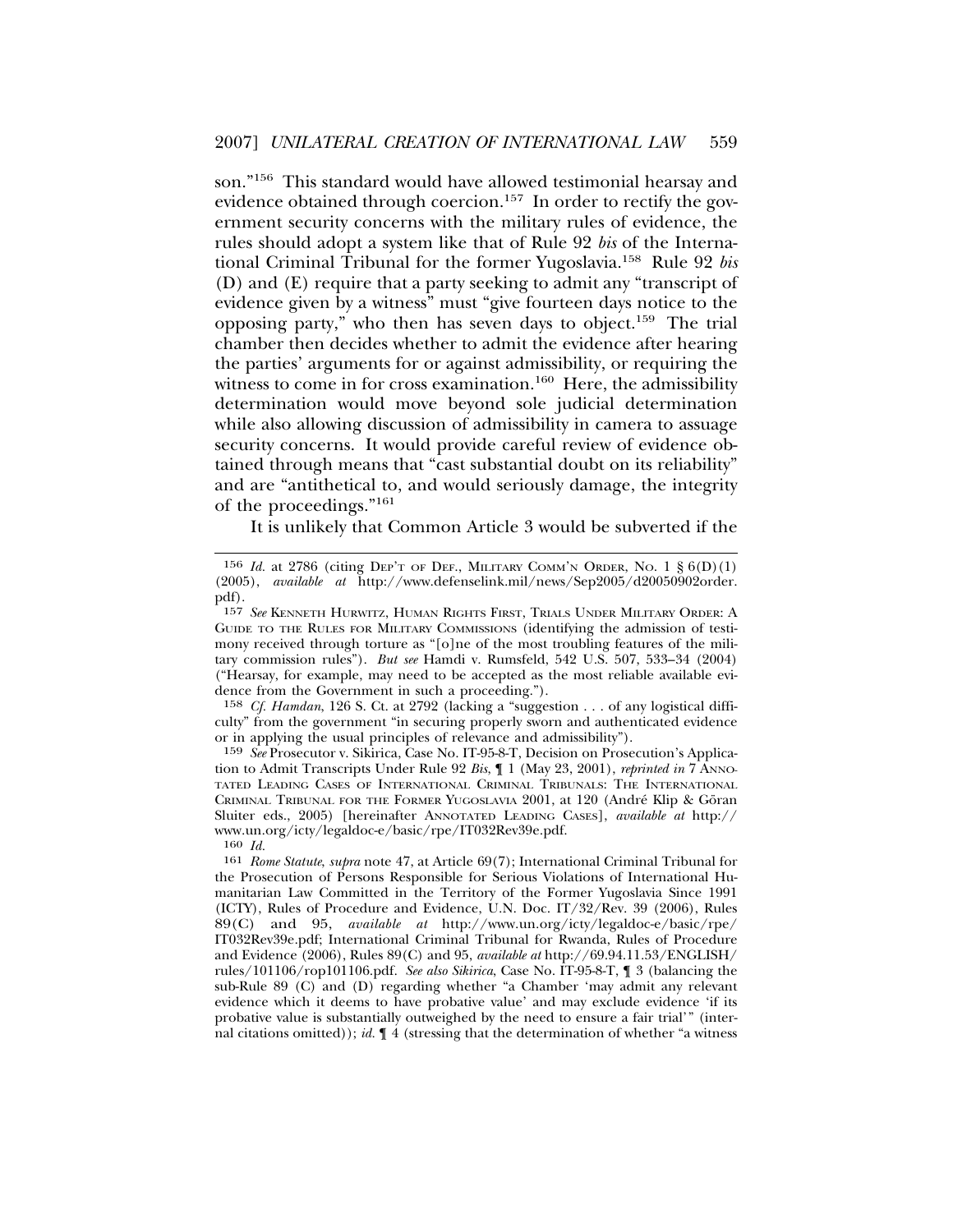son."[156] This standard would have allowed testimonial hearsay and evidence obtained through coercion.[157] In order to rectify the government security concerns with the military rules of evidence, the rules should adopt a system like that of Rule 92 *bis* of the International Criminal Tribunal for the former Yugoslavia.[158] Rule 92 *bis* (D) and (E) require that a party seeking to admit any "transcript of evidence given by a witness" must "give fourteen days notice to the opposing party," who then has seven days to object.[159] The trial chamber then decides whether to admit the evidence after hearing the parties' arguments for or against admissibility, or requiring the witness to come in for cross examination.[160] Here, the admissibility determination would move beyond sole judicial determination while also allowing discussion of admissibility in camera to assuage security concerns. It would provide careful review of evidence obtained through means that "cast substantial doubt on its reliability" and are "antithetical to, and would seriously damage, the integrity of the proceedings."[161]

It is unlikely that Common Article 3 would be subverted if the

---

156 *Id.* at 2786 (citing DEP'T OF DEF., MILITARY COMM'N ORDER, NO. 1 § 6(D)(1) (2005), *available at* http://www.defenselink.mil/news/Sep2005/d20050902order.pdf).

157 *See* KENNETH HURWITZ, HUMAN RIGHTS FIRST, TRIALS UNDER MILITARY ORDER: A GUIDE TO THE RULES FOR MILITARY COMMISSIONS (identifying the admission of testimony received through torture as "[o]ne of the most troubling features of the military commission rules"). *But see* Hamdi v. Rumsfeld, 542 U.S. 507, 533–34 (2004) ("Hearsay, for example, may need to be accepted as the most reliable available evidence from the Government in such a proceeding.").

158 *Cf. Hamdan*, 126 S. Ct. at 2792 (lacking a "suggestion . . . of any logistical difficulty" from the government "in securing properly sworn and authenticated evidence or in applying the usual principles of relevance and admissibility").

159 *See* Prosecutor v. Sikirica, Case No. IT-95-8-T, Decision on Prosecution's Application to Admit Transcripts Under Rule 92 *Bis*, ¶ 1 (May 23, 2001), *reprinted in* 7 ANNOTATED LEADING CASES OF INTERNATIONAL CRIMINAL TRIBUNALS: THE INTERNATIONAL CRIMINAL TRIBUNAL FOR THE FORMER YUGOSLAVIA 2001, at 120 (André Klip & Göran Sluiter eds., 2005) [hereinafter ANNOTATED LEADING CASES], *available at* http://www.un.org/icty/legaldoc-e/basic/rpe/IT032Rev39e.pdf.

160 *Id.*

161 *Rome Statute*, *supra* note 47, at Article 69(7); International Criminal Tribunal for the Prosecution of Persons Responsible for Serious Violations of International Humanitarian Law Committed in the Territory of the Former Yugoslavia Since 1991 (ICTY), Rules of Procedure and Evidence, U.N. Doc. IT/32/Rev. 39 (2006), Rules 89(C) and 95, *available at* http://www.un.org/icty/legaldoc-e/basic/rpe/IT032Rev39e.pdf; International Criminal Tribunal for Rwanda, Rules of Procedure and Evidence (2006), Rules 89(C) and 95, *available at* http://69.94.11.53/ENGLISH/rules/101106/rop101106.pdf. *See also Sikirica*, Case No. IT-95-8-T, ¶ 3 (balancing the sub-Rule 89 (C) and (D) regarding whether "a Chamber 'may admit any relevant evidence which it deems to have probative value' and may exclude evidence 'if its probative value is substantially outweighed by the need to ensure a fair trial'" (internal citations omitted)); *id.* ¶ 4 (stressing that the determination of whether "a witness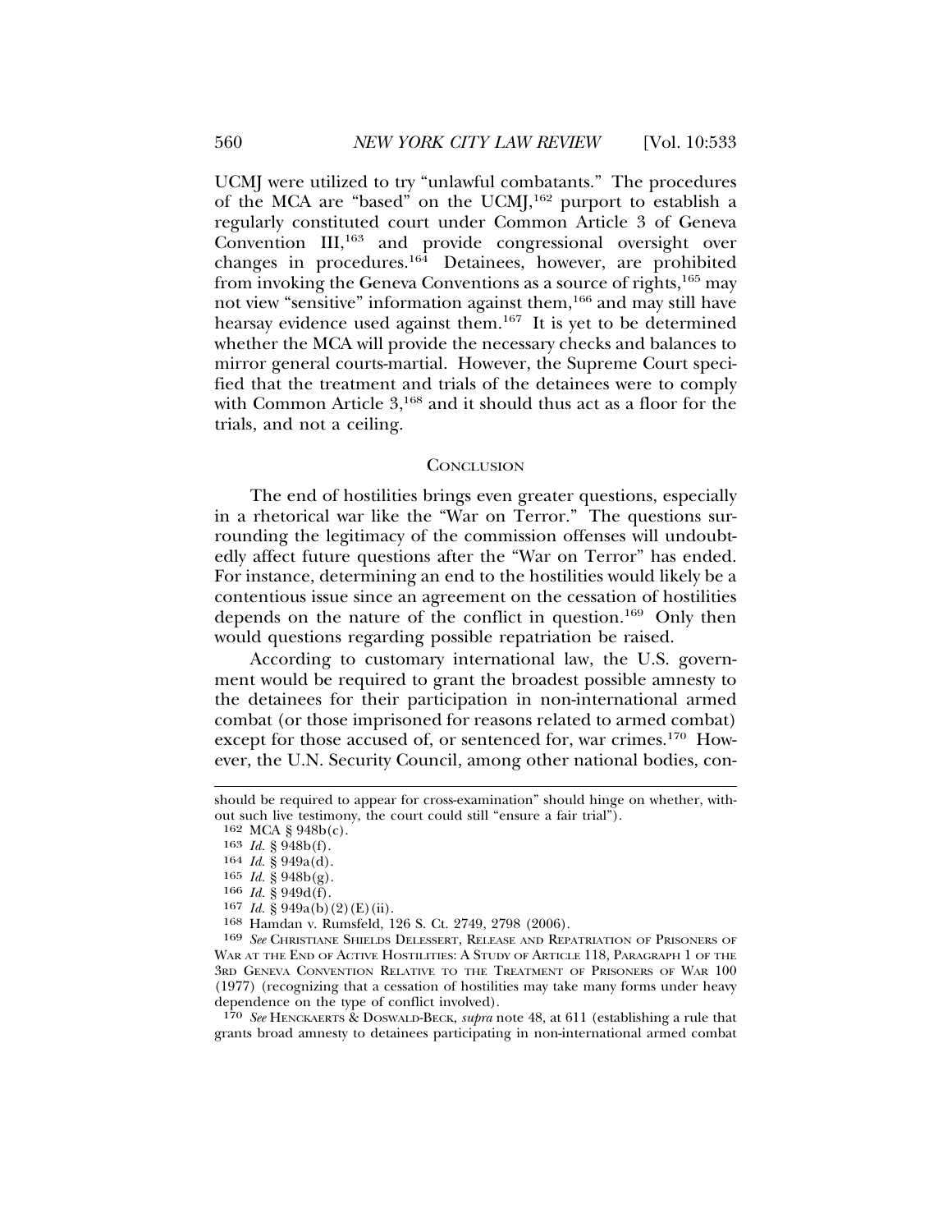UCMJ were utilized to try "unlawful combatants." The procedures of the MCA are "based" on the UCMJ,[162] purport to establish a regularly constituted court under Common Article 3 of Geneva Convention III,[163] and provide congressional oversight over changes in procedures.[164] Detainees, however, are prohibited from invoking the Geneva Conventions as a source of rights,[165] may not view "sensitive" information against them,[166] and may still have hearsay evidence used against them.[167] It is yet to be determined whether the MCA will provide the necessary checks and balances to mirror general courts-martial. However, the Supreme Court specified that the treatment and trials of the detainees were to comply with Common Article 3,[168] and it should thus act as a floor for the trials, and not a ceiling.

## CONCLUSION

The end of hostilities brings even greater questions, especially in a rhetorical war like the "War on Terror." The questions surrounding the legitimacy of the commission offenses will undoubtedly affect future questions after the "War on Terror" has ended. For instance, determining an end to the hostilities would likely be a contentious issue since an agreement on the cessation of hostilities depends on the nature of the conflict in question.[169] Only then would questions regarding possible repatriation be raised.

According to customary international law, the U.S. government would be required to grant the broadest possible amnesty to the detainees for their participation in non-international armed combat (or those imprisoned for reasons related to armed combat) except for those accused of, or sentenced for, war crimes.[170] However, the U.N. Security Council, among other national bodies, con-

---

should be required to appear for cross-examination" should hinge on whether, without such live testimony, the court could still "ensure a fair trial").

162 MCA § 948b(c).

163 *Id.* § 948b(f).

164 *Id.* § 949a(d).

165 *Id.* § 948b(g).

166 *Id.* § 949d(f).

167 *Id.* § 949a(b)(2)(E)(ii).

168 Hamdan v. Rumsfeld, 126 S. Ct. 2749, 2798 (2006).

169 *See* CHRISTIANE SHIELDS DELESSERT, RELEASE AND REPATRIATION OF PRISONERS OF WAR AT THE END OF ACTIVE HOSTILITIES: A STUDY OF ARTICLE 118, PARAGRAPH 1 OF THE 3RD GENEVA CONVENTION RELATIVE TO THE TREATMENT OF PRISONERS OF WAR 100 (1977) (recognizing that a cessation of hostilities may take many forms under heavy dependence on the type of conflict involved).

170 *See* HENCKAERTS & DOSWALD-BECK, *supra* note 48, at 611 (establishing a rule that grants broad amnesty to detainees participating in non-international armed combat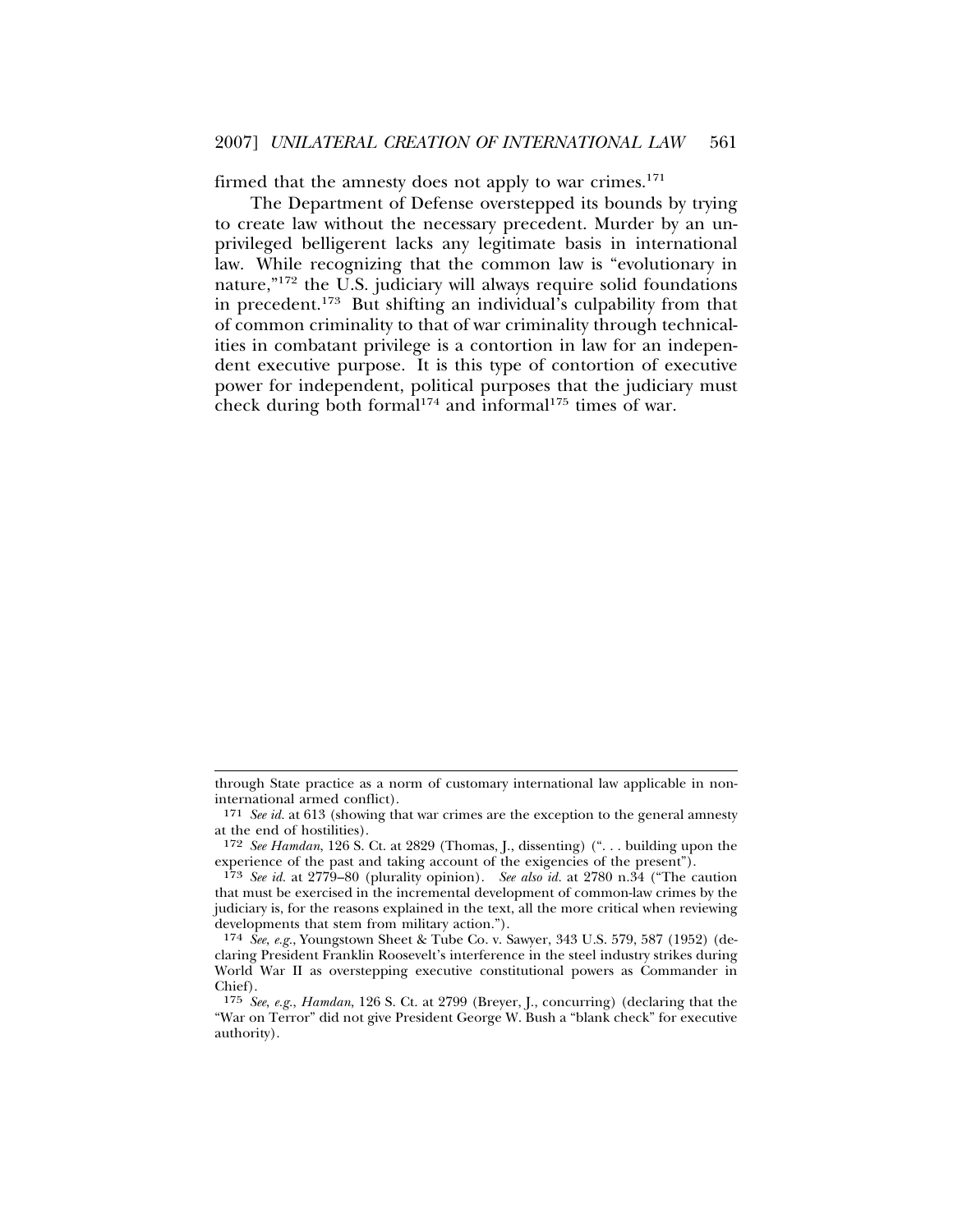firmed that the amnesty does not apply to war crimes.[171]

The Department of Defense overstepped its bounds by trying to create law without the necessary precedent. Murder by an unprivileged belligerent lacks any legitimate basis in international law. While recognizing that the common law is "evolutionary in nature,"[172] the U.S. judiciary will always require solid foundations in precedent.[173] But shifting an individual's culpability from that of common criminality to that of war criminality through technicalities in combatant privilege is a contortion in law for an independent executive purpose. It is this type of contortion of executive power for independent, political purposes that the judiciary must check during both formal[174] and informal[175] times of war.

---

through State practice as a norm of customary international law applicable in non-international armed conflict).

171 *See id.* at 613 (showing that war crimes are the exception to the general amnesty at the end of hostilities).

172 *See Hamdan*, 126 S. Ct. at 2829 (Thomas, J., dissenting) (". . . building upon the experience of the past and taking account of the exigencies of the present").

173 *See id.* at 2779–80 (plurality opinion). *See also id.* at 2780 n.34 ("The caution that must be exercised in the incremental development of common-law crimes by the judiciary is, for the reasons explained in the text, all the more critical when reviewing developments that stem from military action.").

174 *See, e.g.*, Youngstown Sheet & Tube Co. v. Sawyer, 343 U.S. 579, 587 (1952) (declaring President Franklin Roosevelt's interference in the steel industry strikes during World War II as overstepping executive constitutional powers as Commander in Chief).

175 *See, e.g.*, *Hamdan*, 126 S. Ct. at 2799 (Breyer, J., concurring) (declaring that the "War on Terror" did not give President George W. Bush a "blank check" for executive authority).